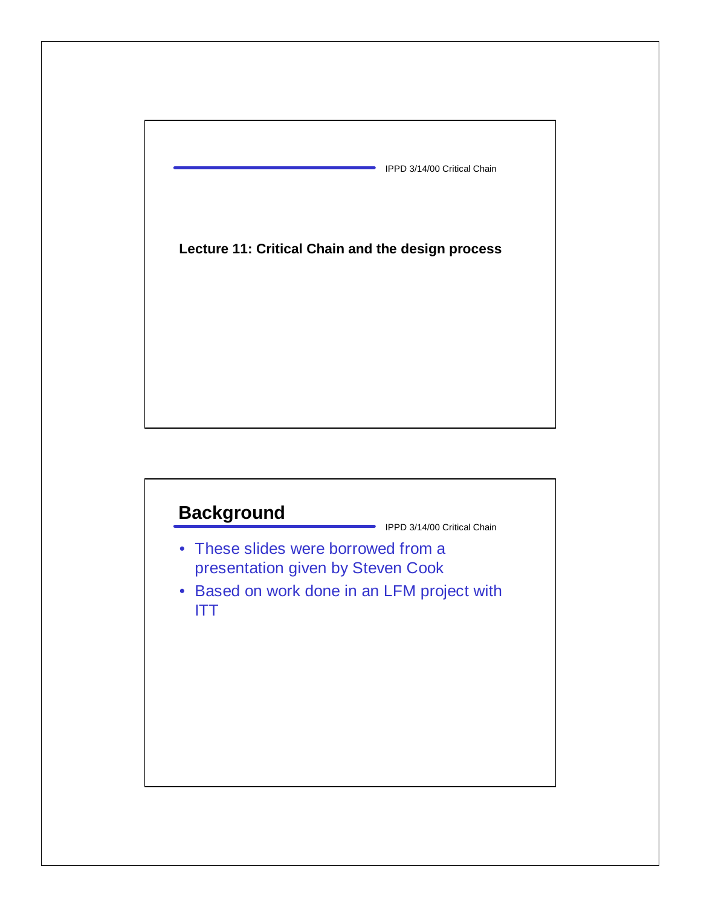# Lecture 11: Critical Chain and the design process

## Background

- These slides were borrowed from a presentation given by Steven Cook
- Based on work done in an LFM project with ITT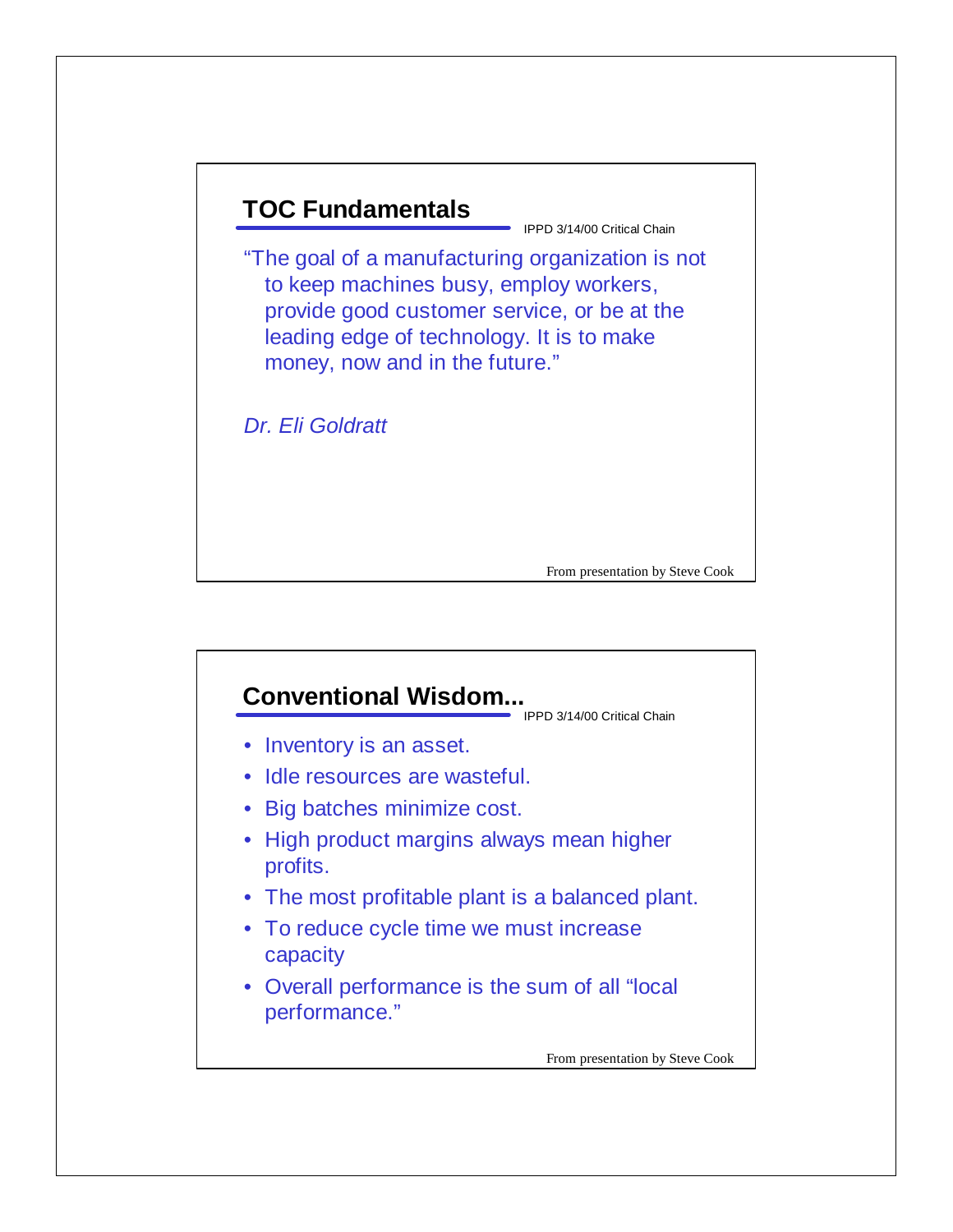## TOC Fundamentals

"The goal of a manufacturing organization is not to keep machines busy, employ workers, provide good customer service, or be at the leading edge of technology. It is to make money, now and in the future."

*Dr. Eli Goldratt*

From presentation by Steve Cook

## Conventional Wisdom...

- Inventory is an asset.
- Idle resources are wasteful.
- Big batches minimize cost.
- High product margins always mean higher profits.
- The most profitable plant is a balanced plant.
- To reduce cycle time we must increase capacity
- Overall performance is the sum of all "local performance."

From presentation by Steve Cook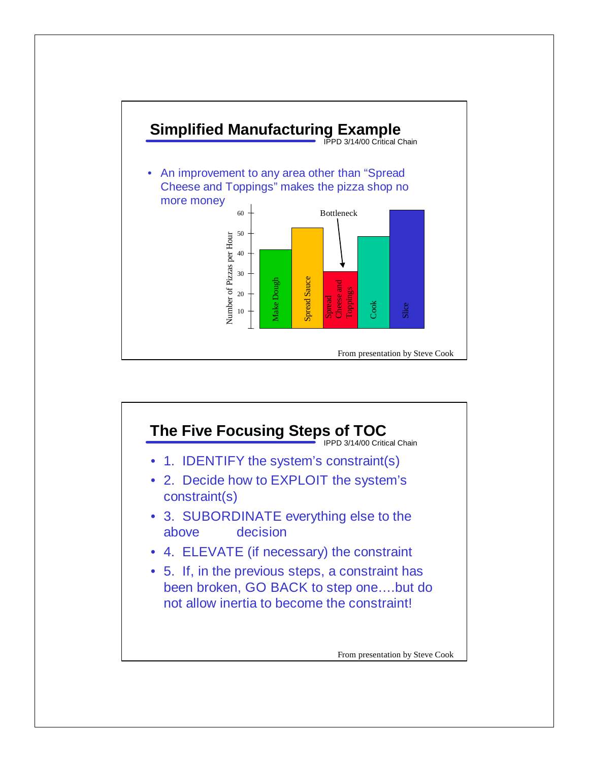## Simplified Manufacturing Example

IPPD 3/14/00 Critical Chain

- An improvement to any area other than "Spread Cheese and Toppings" makes the pizza shop no more money

From presentation by Steve Cook

## The Five Focusing Steps of TOC

IPPD 3/14/00 Critical Chain

- 1. IDENTIFY the system's constraint(s)
- 2. Decide how to EXPLOIT the system's constraint(s)
- 3. SUBORDINATE everything else to the above decision
- 4. ELEVATE (if necessary) the constraint
- 5. If, in the previous steps, a constraint has been broken, GO BACK to step one….but do not allow inertia to become the constraint!

From presentation by Steve Cook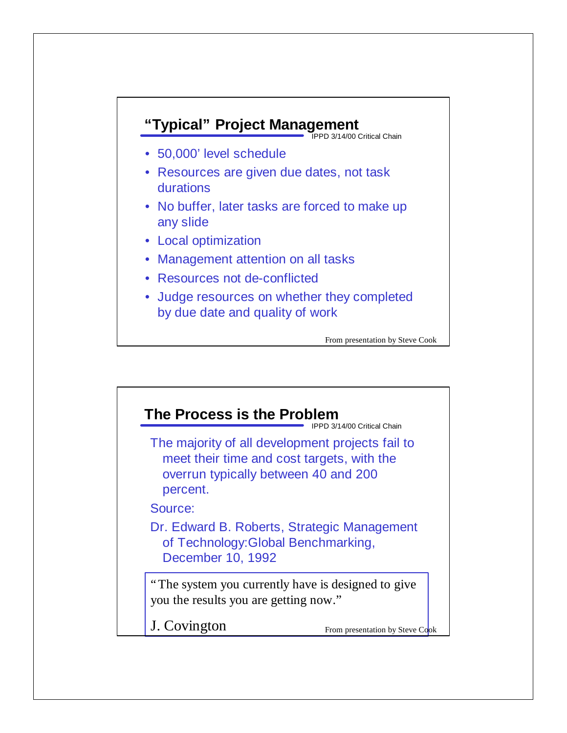## “Typical” Project Management

IPPD 3/14/00 Critical Chain

- 50,000’ level schedule
- Resources are given due dates, not task durations
- No buffer, later tasks are forced to make up any slide
- Local optimization
- Management attention on all tasks
- Resources not de-conflicted
- Judge resources on whether they completed by due date and quality of work

From presentation by Steve Cook

## The Process is the Problem

IPPD 3/14/00 Critical Chain

The majority of all development projects fail to meet their time and cost targets, with the overrun typically between 40 and 200 percent.

Source:

Dr. Edward B. Roberts, Strategic Management of Technology:Global Benchmarking, December 10, 1992

> “The system you currently have is designed to give you the results you are getting now.”
>
> J. Covington

From presentation by Steve Cook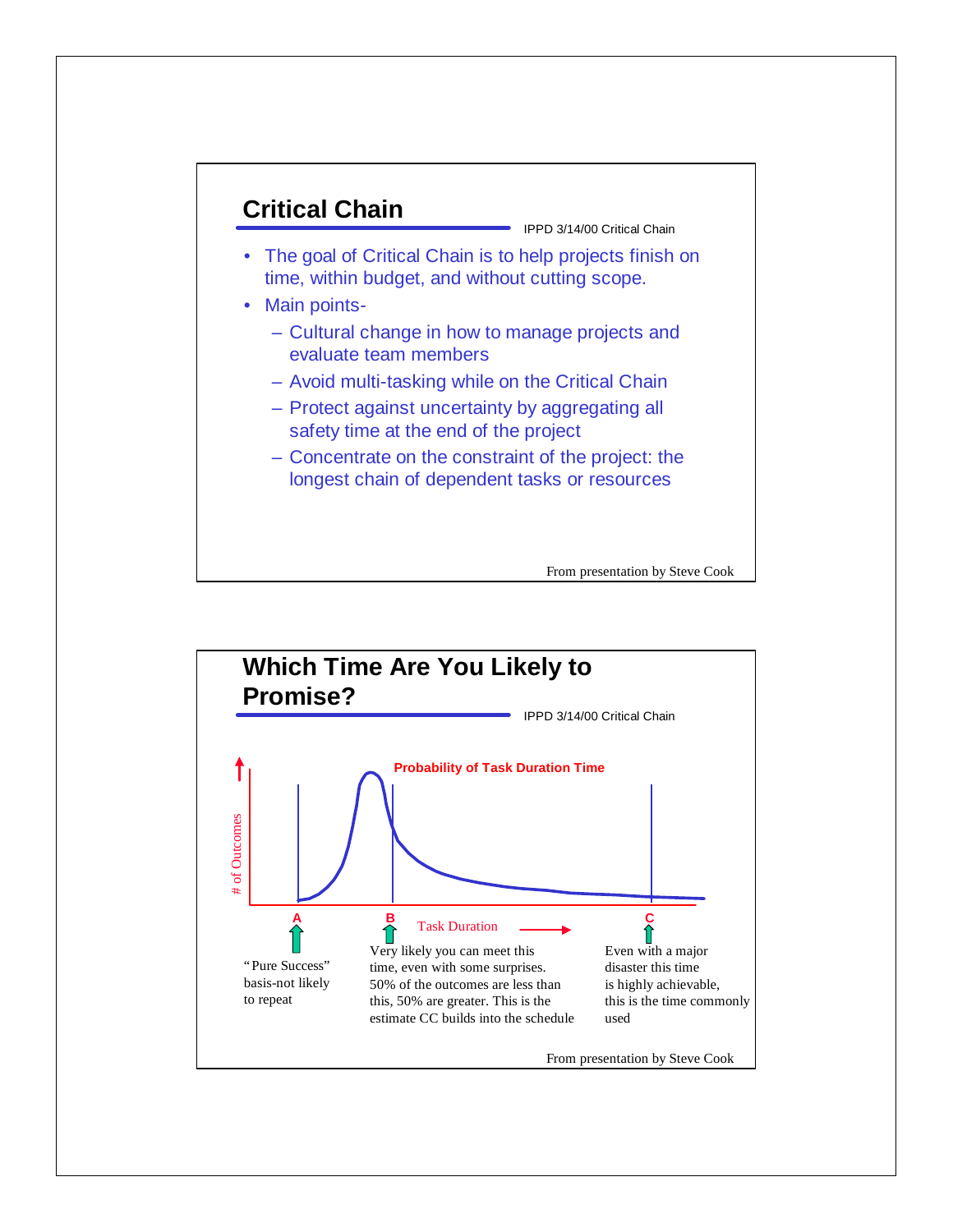## Critical Chain

- The goal of Critical Chain is to help projects finish on time, within budget, and without cutting scope.
- Main points-
  - Cultural change in how to manage projects and evaluate team members
  - Avoid multi-tasking while on the Critical Chain
  - Protect against uncertainty by aggregating all safety time at the end of the project
  - Concentrate on the constraint of the project: the longest chain of dependent tasks or resources

From presentation by Steve Cook

## Which Time Are You Likely to Promise?

Probability of Task Duration Time

# of Outcomes

Task Duration

**A** — "Pure Success" basis-not likely to repeat

**B** — Very likely you can meet this time, even with some surprises. 50% of the outcomes are less than this, 50% are greater. This is the estimate CC builds into the schedule

**C** — Even with a major disaster this time is highly achievable, this is the time commonly used

From presentation by Steve Cook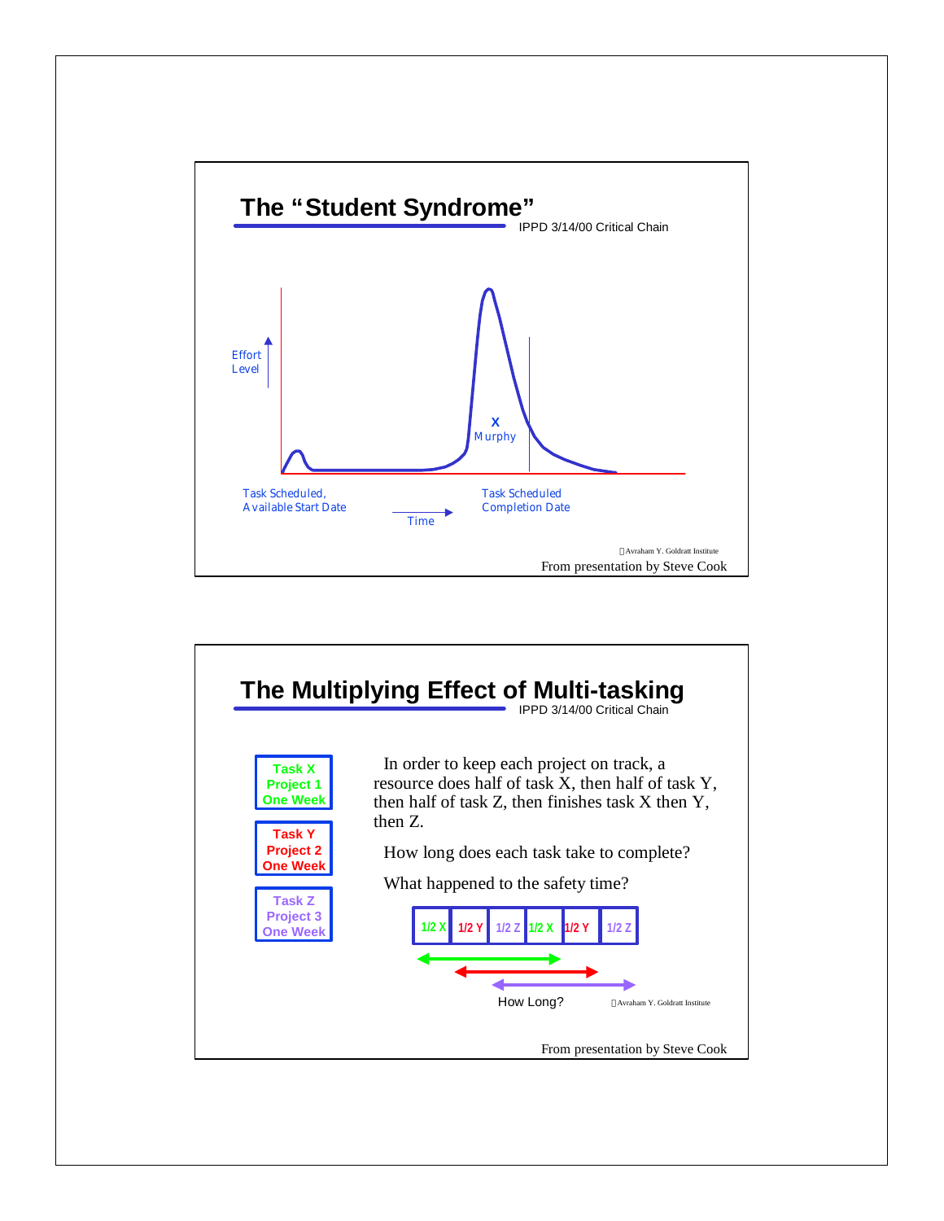## The "Student Syndrome"

IPPD 3/14/00 Critical Chain

Effort Level

X
Murphy

Task Scheduled, Available Start Date

Time

Task Scheduled Completion Date

Avraham Y. Goldratt Institute

From presentation by Steve Cook

## The Multiplying Effect of Multi-tasking

IPPD 3/14/00 Critical Chain

**Task X Project 1 One Week**

**Task Y Project 2 One Week**

**Task Z Project 3 One Week**

In order to keep each project on track, a resource does half of task X, then half of task Y, then half of task Z, then finishes task X then Y, then Z.

How long does each task take to complete?

What happened to the safety time?

| 1/2 X | 1/2 Y | 1/2 Z | 1/2 X | 1/2 Y | 1/2 Z |
|---|---|---|---|---|---|

How Long?

Avraham Y. Goldratt Institute

From presentation by Steve Cook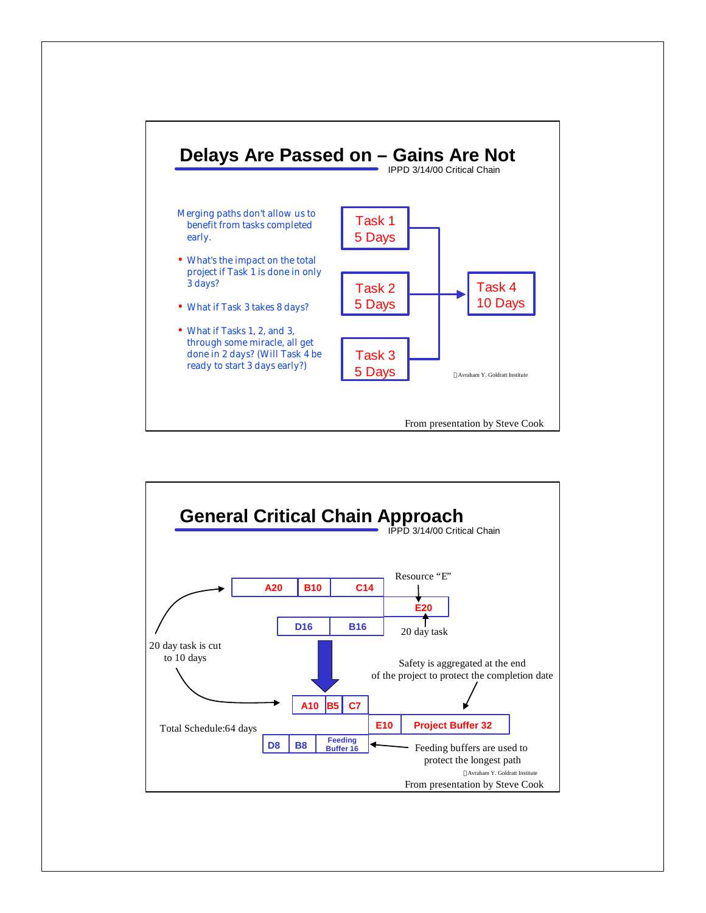## Delays Are Passed on – Gains Are Not

IPPD 3/14/00 Critical Chain

Merging paths don't allow us to benefit from tasks completed early.

- What's the impact on the total project if Task 1 is done in only 3 days?
- What if Task 3 takes 8 days?
- What if Tasks 1, 2, and 3, through some miracle, all get done in 2 days? (Will Task 4 be ready to start 3 days early?)

Task 1
5 Days

Task 2
5 Days

Task 3
5 Days

Task 4
10 Days

Avraham Y. Goldratt Institute

From presentation by Steve Cook

## General Critical Chain Approach

IPPD 3/14/00 Critical Chain

A20 | B10 | C14

Resource "E"

E20

20 day task

D16 | B16

20 day task is cut to 10 days

Safety is aggregated at the end of the project to protect the completion date

A10 | B5 | C7

E10 | Project Buffer 32

Total Schedule:64 days

D8 | B8 | Feeding Buffer 16

Feeding buffers are used to protect the longest path

Avraham Y. Goldratt Institute

From presentation by Steve Cook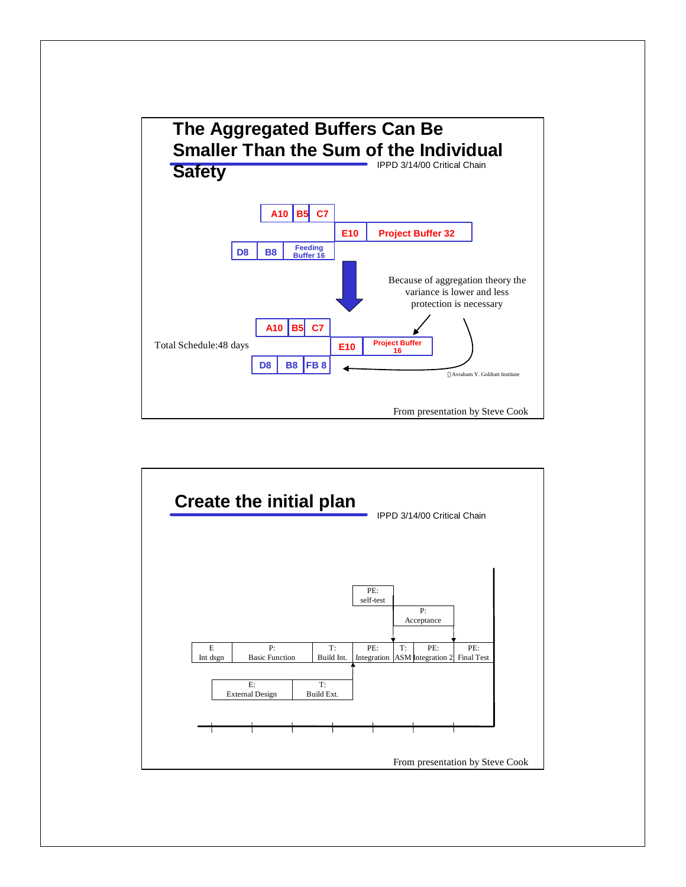## The Aggregated Buffers Can Be Smaller Than the Sum of the Individual Safety

IPPD 3/14/00 Critical Chain

A10 | B5 | C7

E10 | Project Buffer 32

D8 | B8 | Feeding Buffer 16

Because of aggregation theory the variance is lower and less protection is necessary

A10 | B5 | C7

Total Schedule:48 days

E10 | Project Buffer 16

D8 | B8 | FB 8

© Avraham Y. Goldratt Institute

From presentation by Steve Cook

## Create the initial plan

IPPD 3/14/00 Critical Chain

PE: self-test

P: Acceptance

E: Int dsgn | P: Basic Function | T: Build Int. | PE: Integration | T: ASM | PE: Integration 2 | PE: Final Test

E: External Design | T: Build Ext.

From presentation by Steve Cook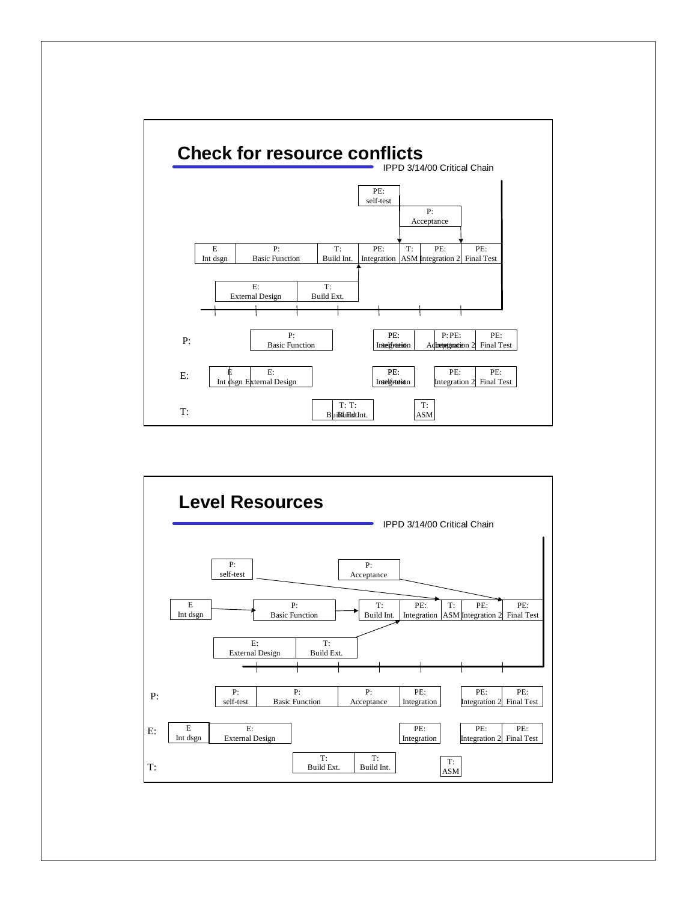## Check for resource conflicts

IPPD 3/14/00 Critical Chain

PE: self-test

P: Acceptance

E Int dsgn | P: Basic Function | T: Build Int. | PE: Integration | T: ASM | PE: Integration 2 | PE: Final Test

E: External Design | T: Build Ext.

P: — P: Basic Function; PE: Integration / PE: self-test; P: Acceptance / PE: Integration 2; PE: Final Test

E: — E Int dsgn; E: External Design; PE: Integration / PE: self-test; PE: Integration 2; PE: Final Test

T: — T: Build Ext. / T: Build Int.; T: ASM

## Level Resources

IPPD 3/14/00 Critical Chain

P: self-test

P: Acceptance

E Int dsgn → P: Basic Function → T: Build Int. | PE: Integration | T: ASM | PE: Integration 2 | PE: Final Test

E: External Design | T: Build Ext.

P: — P: self-test | P: Basic Function | P: Acceptance | PE: Integration | PE: Integration 2 | PE: Final Test

E: — E Int dsgn | E: External Design | PE: Integration | PE: Integration 2 | PE: Final Test

T: — T: Build Ext. | T: Build Int. | T: ASM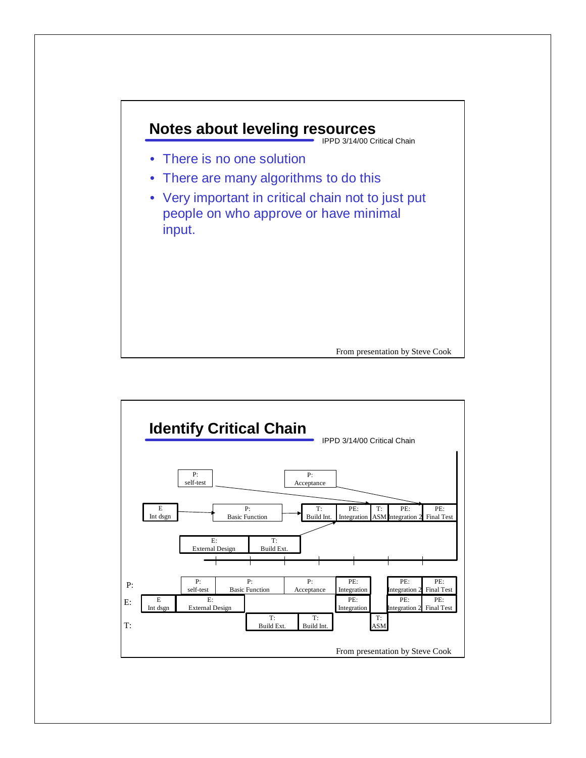## Notes about leveling resources

IPPD 3/14/00 Critical Chain

- There is no one solution
- There are many algorithms to do this
- Very important in critical chain not to just put people on who approve or have minimal input.

From presentation by Steve Cook

## Identify Critical Chain

IPPD 3/14/00 Critical Chain

P: self-test
P: Acceptance
E Int dsgn
P: Basic Function
T: Build Int.
PE: Integration
T: ASM
PE: Integration 2
PE: Final Test
E: External Design
T: Build Ext.

P: | P: self-test | P: Basic Function | P: Acceptance | PE: Integration | PE: Integration 2 | PE: Final Test

E: | E Int dsgn | E: External Design | PE: Integration | PE: Integration 2 | PE: Final Test

T: | T: Build Ext. | T: Build Int. | T: ASM

From presentation by Steve Cook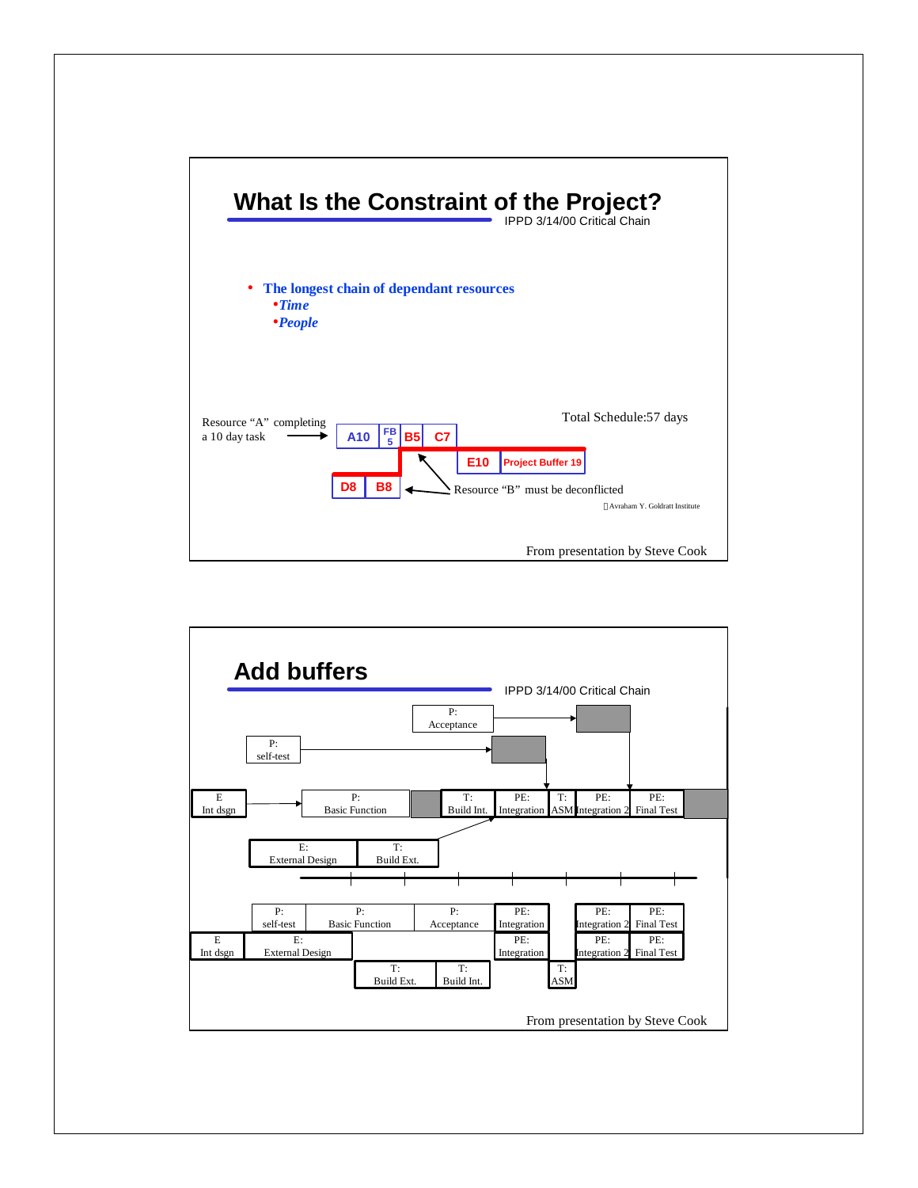# What Is the Constraint of the Project?

IPPD 3/14/00 Critical Chain

- The longest chain of dependant resources
  - *Time*
  - *People*

Resource “A” completing a 10 day task → A10 | FB 5 | B5 | C7

Total Schedule:57 days

E10 | Project Buffer 19

D8 | B8 ← Resource “B” must be deconflicted

Avraham Y. Goldratt Institute

From presentation by Steve Cook

# Add buffers

IPPD 3/14/00 Critical Chain

P: Acceptance

P: self-test

E Int dsgn → P: Basic Function | T: Build Int. | PE: Integration | T: ASM | PE: Integration 2 | PE: Final Test

E: External Design | T: Build Ext.

P: self-test | P: Basic Function | P: Acceptance | PE: Integration | PE: Integration 2 | PE: Final Test

E Int dsgn | E: External Design | PE: Integration | PE: Integration 2 | PE: Final Test

T: Build Ext. | T: Build Int. | T: ASM

From presentation by Steve Cook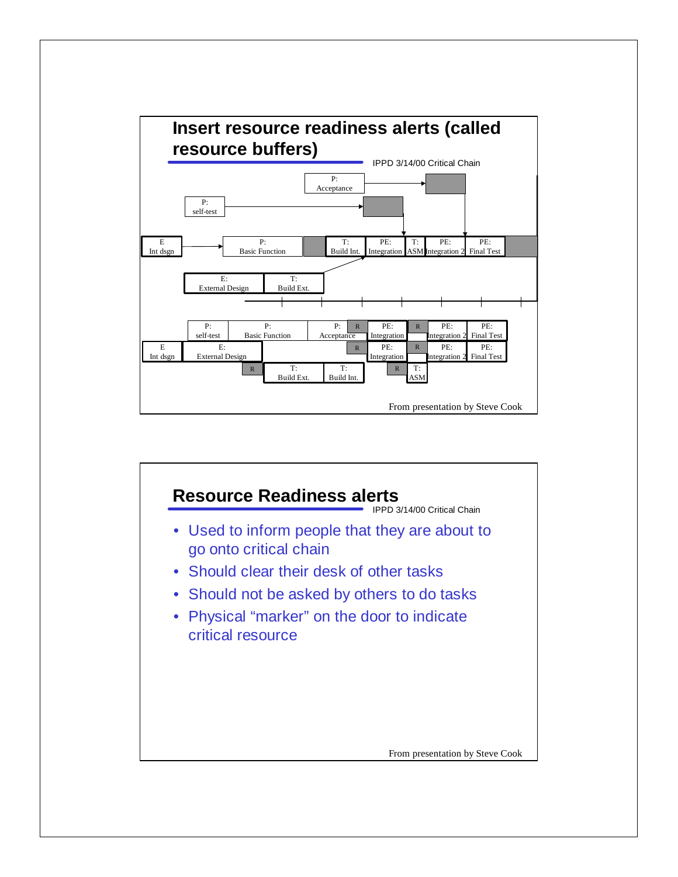## Insert resource readiness alerts (called resource buffers)

IPPD 3/14/00 Critical Chain

P: Acceptance

P: self-test

E Int dsgn

P: Basic Function

T: Build Int.

PE: Integration

T: ASM

PE: Integration 2

PE: Final Test

E: External Design

T: Build Ext.

P: self-test | P: Basic Function | P: Acceptance | R | PE: Integration | R | PE: Integration 2 | PE: Final Test

E Int dsgn | E: External Design | R | PE: Integration | R | PE: Integration 2 | PE: Final Test

R | T: Build Ext. | T: Build Int. | R | T: ASM

From presentation by Steve Cook

## Resource Readiness alerts

IPPD 3/14/00 Critical Chain

- Used to inform people that they are about to go onto critical chain
- Should clear their desk of other tasks
- Should not be asked by others to do tasks
- Physical "marker" on the door to indicate critical resource

From presentation by Steve Cook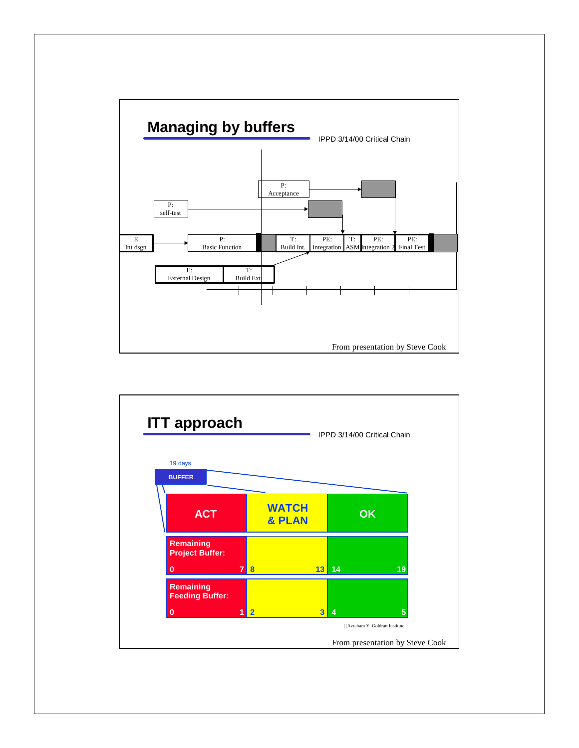## Managing by buffers

IPPD 3/14/00 Critical Chain

P: Acceptance

P: self-test

E Int dsgn

P: Basic Function

T: Build Int.

PE: Integration

T: ASM

PE: Integration 2

PE: Final Test

E: External Design

T: Build Ext

From presentation by Steve Cook

## ITT approach

IPPD 3/14/00 Critical Chain

19 days

BUFFER

| ACT | WATCH & PLAN | OK |
|---|---|---|
| Remaining Project Buffer: 0 – 7 | 8 – 13 | 14 – 19 |
| Remaining Feeding Buffer: 0 – 1 | 2 – 3 | 4 – 5 |

Avraham Y. Goldratt Institute

From presentation by Steve Cook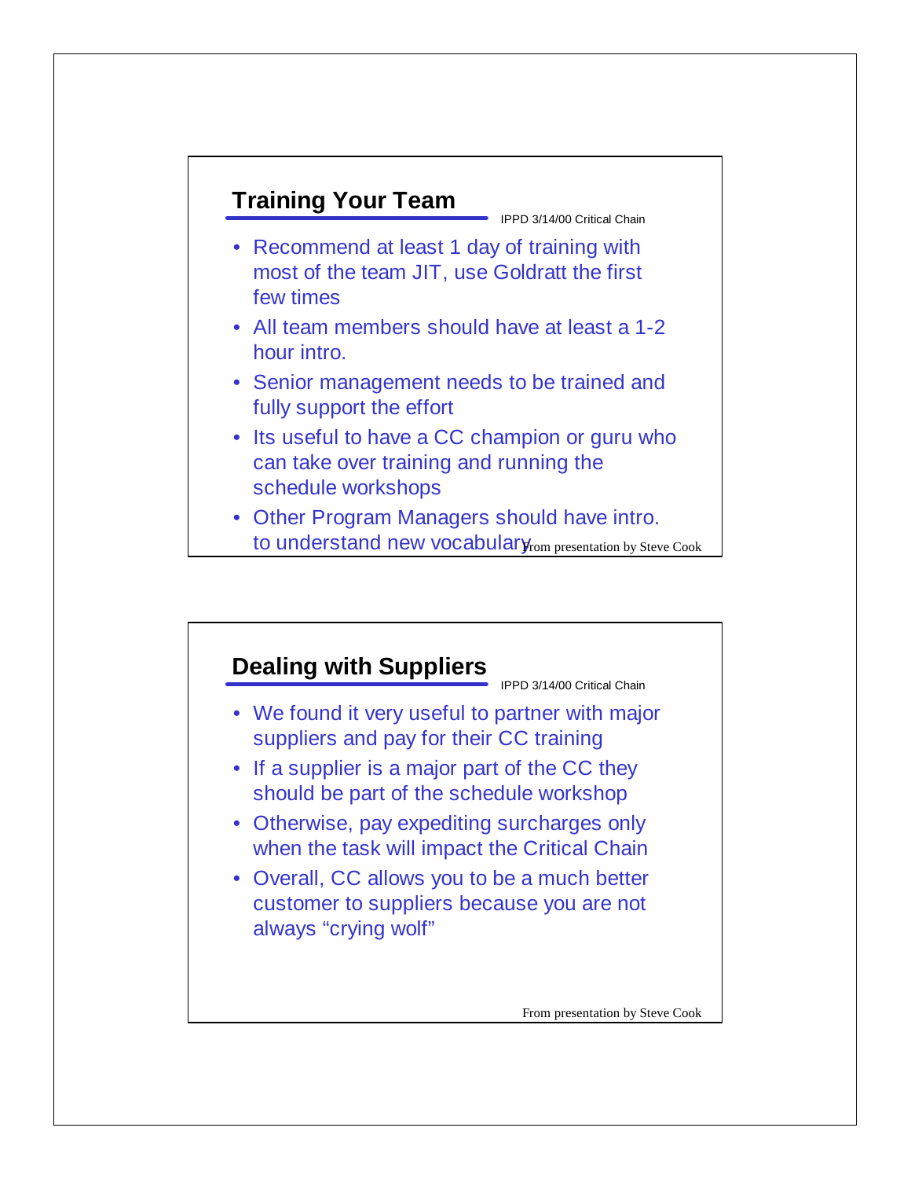## Training Your Team

IPPD 3/14/00 Critical Chain

- Recommend at least 1 day of training with most of the team JIT, use Goldratt the first few times
- All team members should have at least a 1-2 hour intro.
- Senior management needs to be trained and fully support the effort
- Its useful to have a CC champion or guru who can take over training and running the schedule workshops
- Other Program Managers should have intro. to understand new vocabulary

From presentation by Steve Cook

## Dealing with Suppliers

IPPD 3/14/00 Critical Chain

- We found it very useful to partner with major suppliers and pay for their CC training
- If a supplier is a major part of the CC they should be part of the schedule workshop
- Otherwise, pay expediting surcharges only when the task will impact the Critical Chain
- Overall, CC allows you to be a much better customer to suppliers because you are not always "crying wolf"

From presentation by Steve Cook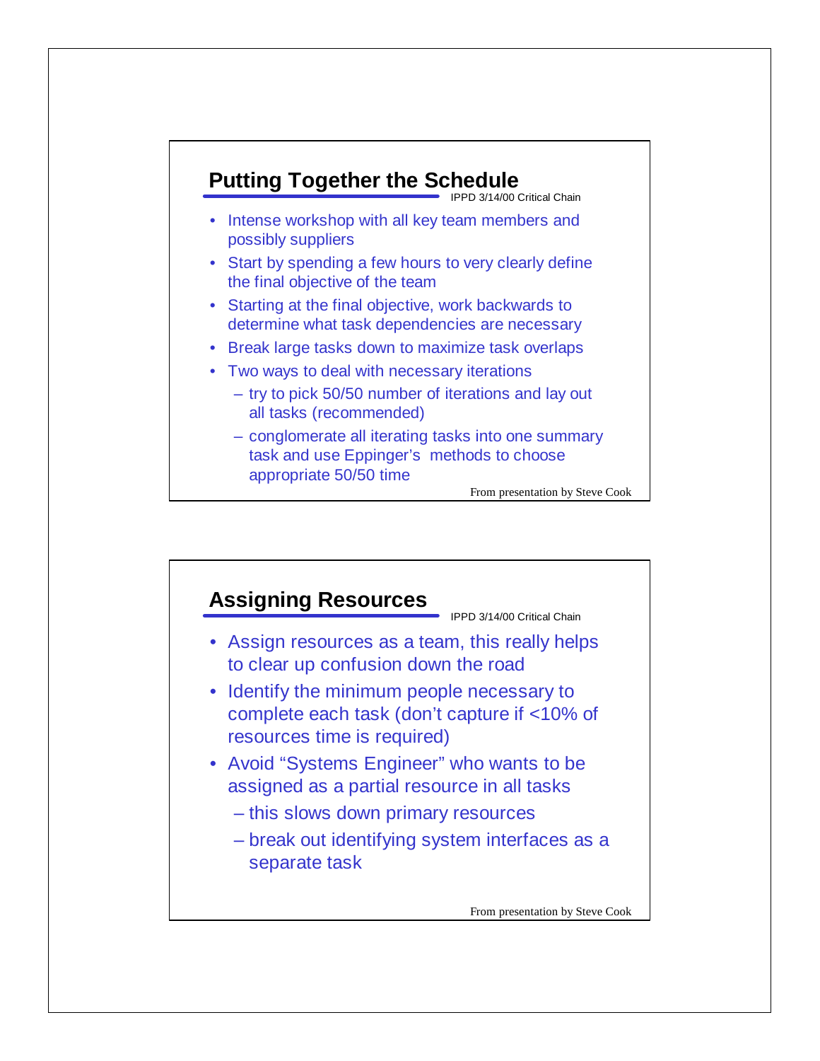## Putting Together the Schedule

IPPD 3/14/00 Critical Chain

- Intense workshop with all key team members and possibly suppliers
- Start by spending a few hours to very clearly define the final objective of the team
- Starting at the final objective, work backwards to determine what task dependencies are necessary
- Break large tasks down to maximize task overlaps
- Two ways to deal with necessary iterations
  - try to pick 50/50 number of iterations and lay out all tasks (recommended)
  - conglomerate all iterating tasks into one summary task and use Eppinger's methods to choose appropriate 50/50 time

From presentation by Steve Cook

## Assigning Resources

IPPD 3/14/00 Critical Chain

- Assign resources as a team, this really helps to clear up confusion down the road
- Identify the minimum people necessary to complete each task (don't capture if <10% of resources time is required)
- Avoid "Systems Engineer" who wants to be assigned as a partial resource in all tasks
  - this slows down primary resources
  - break out identifying system interfaces as a separate task

From presentation by Steve Cook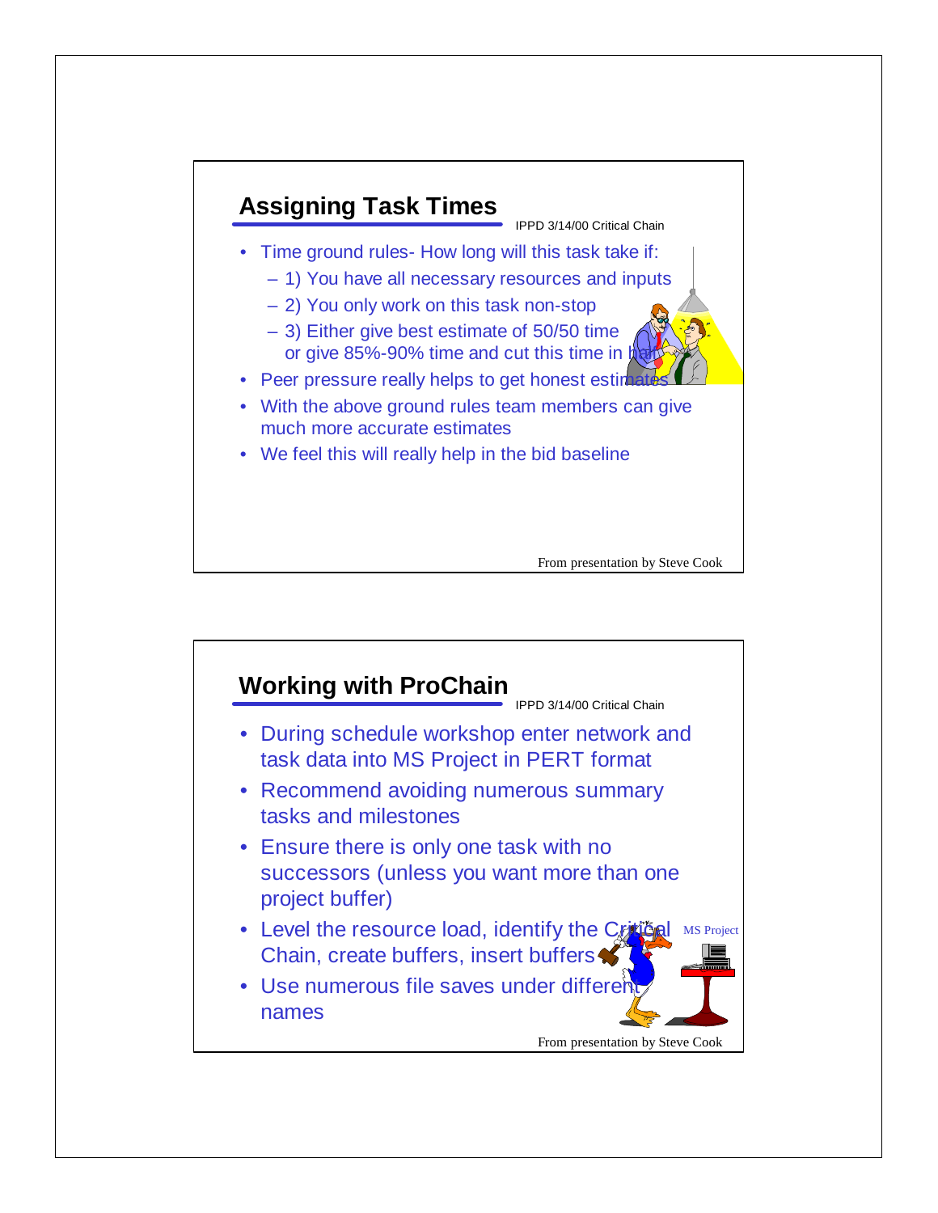## Assigning Task Times

IPPD 3/14/00 Critical Chain

- Time ground rules- How long will this task take if:
  - 1) You have all necessary resources and inputs
  - 2) You only work on this task non-stop
  - 3) Either give best estimate of 50/50 time or give 85%-90% time and cut this time in half
- Peer pressure really helps to get honest estimates
- With the above ground rules team members can give much more accurate estimates
- We feel this will really help in the bid baseline

From presentation by Steve Cook

## Working with ProChain

IPPD 3/14/00 Critical Chain

- During schedule workshop enter network and task data into MS Project in PERT format
- Recommend avoiding numerous summary tasks and milestones
- Ensure there is only one task with no successors (unless you want more than one project buffer)
- Level the resource load, identify the Critical Chain, create buffers, insert buffers
- Use numerous file saves under different names

MS Project

From presentation by Steve Cook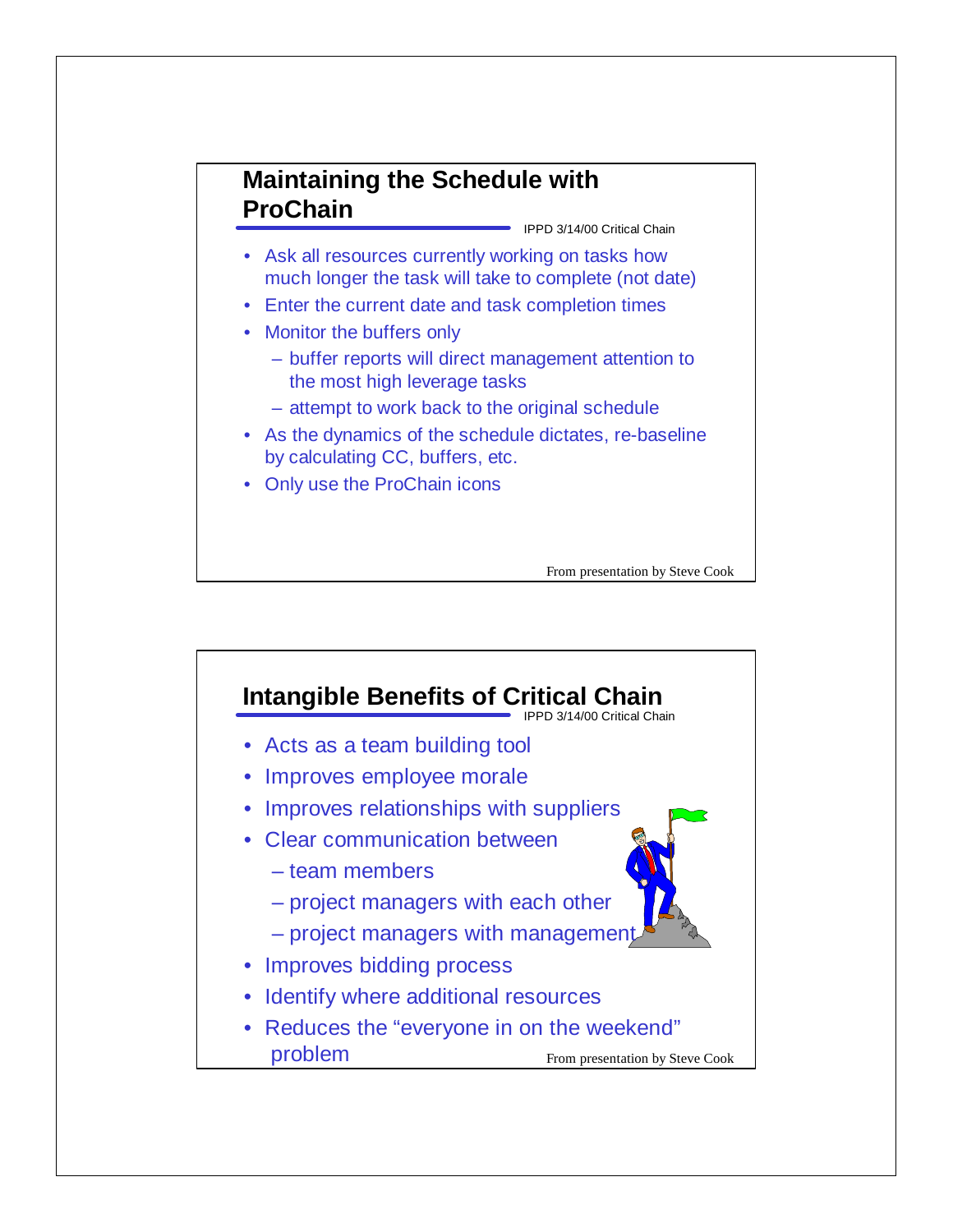## Maintaining the Schedule with ProChain

IPPD 3/14/00 Critical Chain

- Ask all resources currently working on tasks how much longer the task will take to complete (not date)
- Enter the current date and task completion times
- Monitor the buffers only
  - buffer reports will direct management attention to the most high leverage tasks
  - attempt to work back to the original schedule
- As the dynamics of the schedule dictates, re-baseline by calculating CC, buffers, etc.
- Only use the ProChain icons

From presentation by Steve Cook

## Intangible Benefits of Critical Chain

IPPD 3/14/00 Critical Chain

- Acts as a team building tool
- Improves employee morale
- Improves relationships with suppliers
- Clear communication between
  - team members
  - project managers with each other
  - project managers with management
- Improves bidding process
- Identify where additional resources
- Reduces the "everyone in on the weekend" problem

From presentation by Steve Cook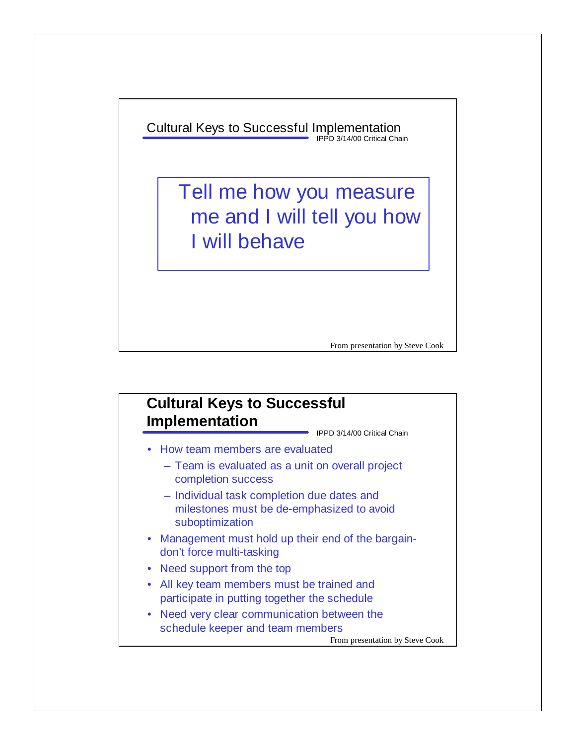## Cultural Keys to Successful Implementation

IPPD 3/14/00 Critical Chain

Tell me how you measure me and I will tell you how I will behave

From presentation by Steve Cook

## Cultural Keys to Successful Implementation

IPPD 3/14/00 Critical Chain

- How team members are evaluated
  - Team is evaluated as a unit on overall project completion success
  - Individual task completion due dates and milestones must be de-emphasized to avoid suboptimization
- Management must hold up their end of the bargain- don't force multi-tasking
- Need support from the top
- All key team members must be trained and participate in putting together the schedule
- Need very clear communication between the schedule keeper and team members

From presentation by Steve Cook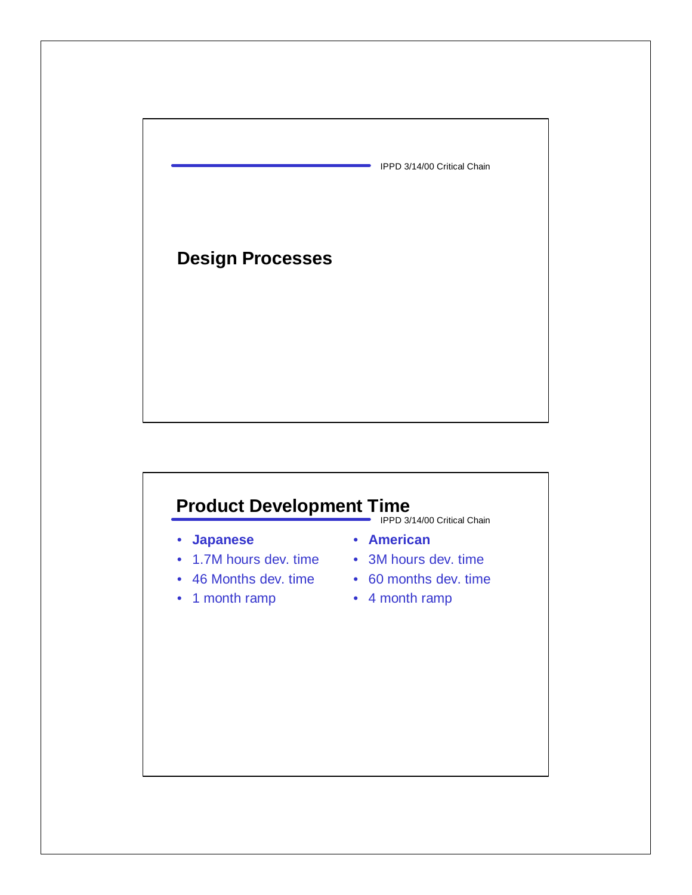## Design Processes

## Product Development Time

- **Japanese**
- 1.7M hours dev. time
- 46 Months dev. time
- 1 month ramp

- **American**
- 3M hours dev. time
- 60 months dev. time
- 4 month ramp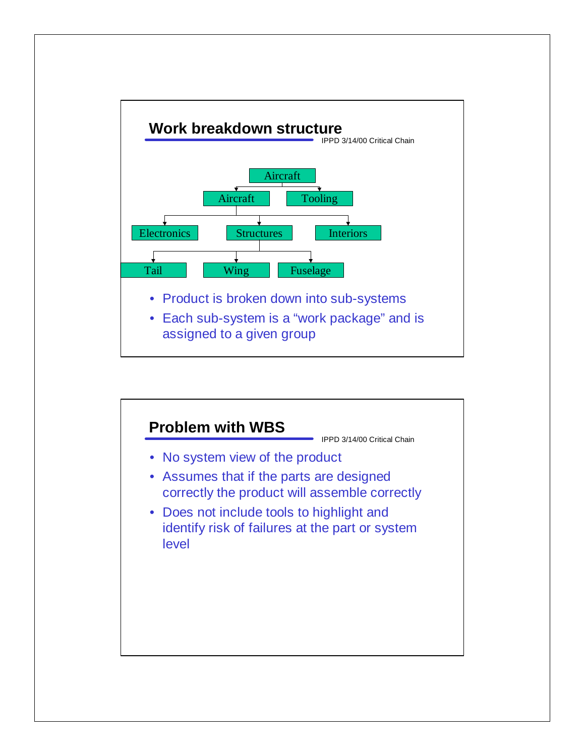## Work breakdown structure

IPPD 3/14/00 Critical Chain

- Aircraft
  - Aircraft
    - Electronics
    - Structures
      - Tail
      - Wing
      - Fuselage
    - Interiors
  - Tooling

- Product is broken down into sub-systems
- Each sub-system is a “work package” and is assigned to a given group

## Problem with WBS

IPPD 3/14/00 Critical Chain

- No system view of the product
- Assumes that if the parts are designed correctly the product will assemble correctly
- Does not include tools to highlight and identify risk of failures at the part or system level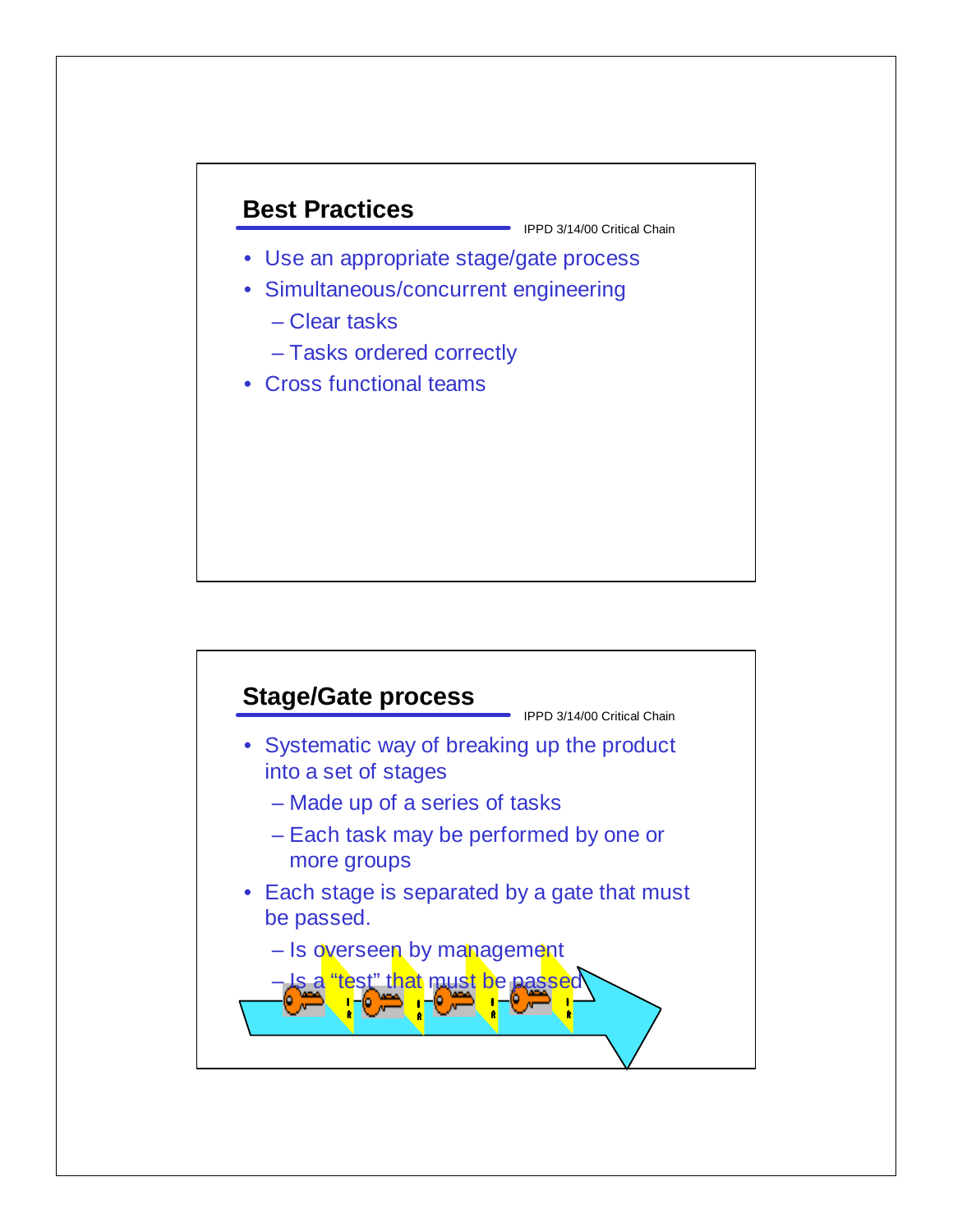## Best Practices

- Use an appropriate stage/gate process
- Simultaneous/concurrent engineering
  - Clear tasks
  - Tasks ordered correctly
- Cross functional teams

## Stage/Gate process

- Systematic way of breaking up the product into a set of stages
  - Made up of a series of tasks
  - Each task may be performed by one or more groups
- Each stage is separated by a gate that must be passed.
  - Is overseen by management
  - Is a “test” that must be passed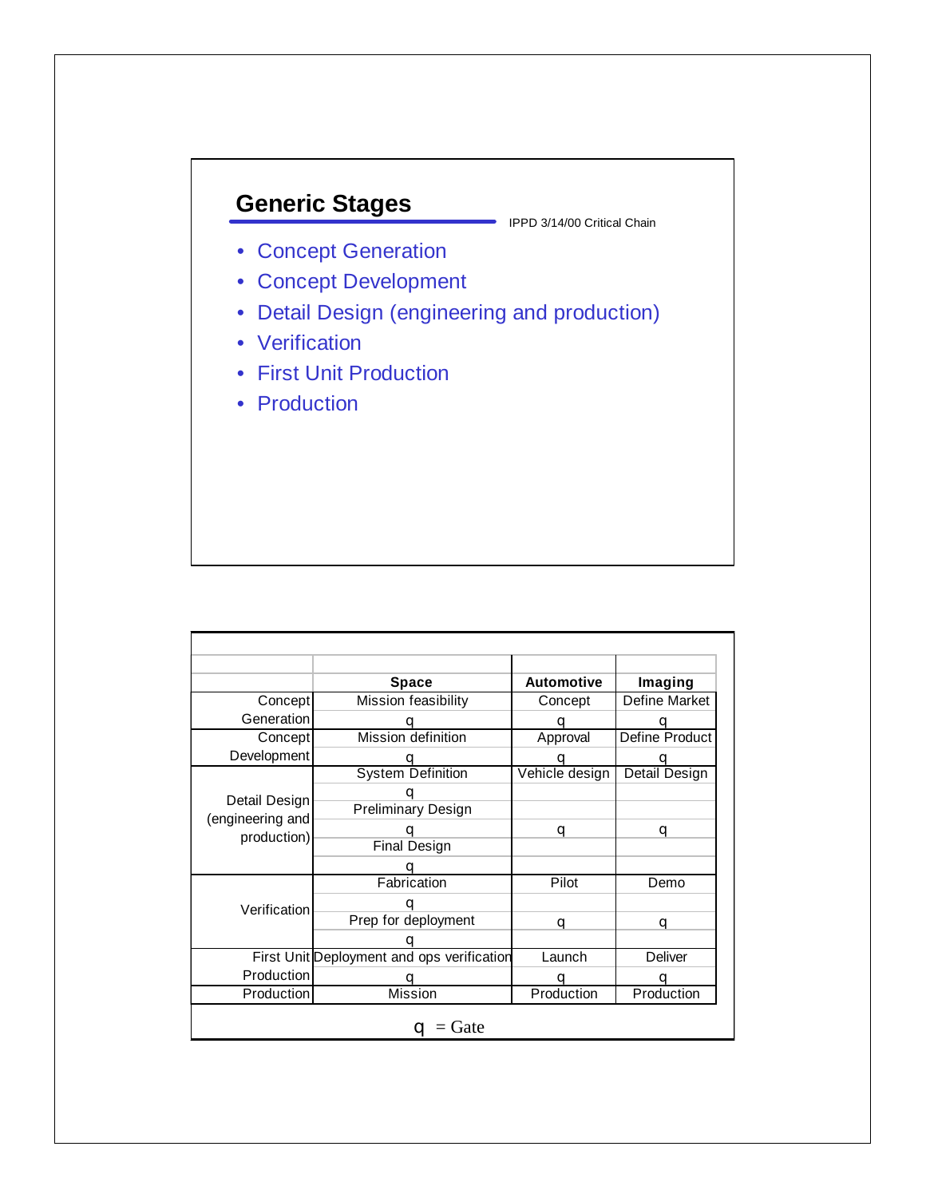## Generic Stages

IPPD 3/14/00 Critical Chain

- Concept Generation
- Concept Development
- Detail Design (engineering and production)
- Verification
- First Unit Production
- Production

| | Space | Automotive | Imaging |
|---|---|---|---|
| Concept Generation | Mission feasibility | Concept | Define Market |
| | q | q | q |
| Concept Development | Mission definition | Approval | Define Product |
| | q | q | q |
| Detail Design (engineering and production) | System Definition | Vehicle design | Detail Design |
| | q | | |
| | Preliminary Design | | |
| | q | q | q |
| | Final Design | | |
| | q | | |
| Verification | Fabrication | Pilot | Demo |
| | q | | |
| | Prep for deployment | q | q |
| | q | | |
| First Unit Production | Deployment and ops verification | Launch | Deliver |
| | q | q | q |
| Production | Mission | Production | Production |

q = Gate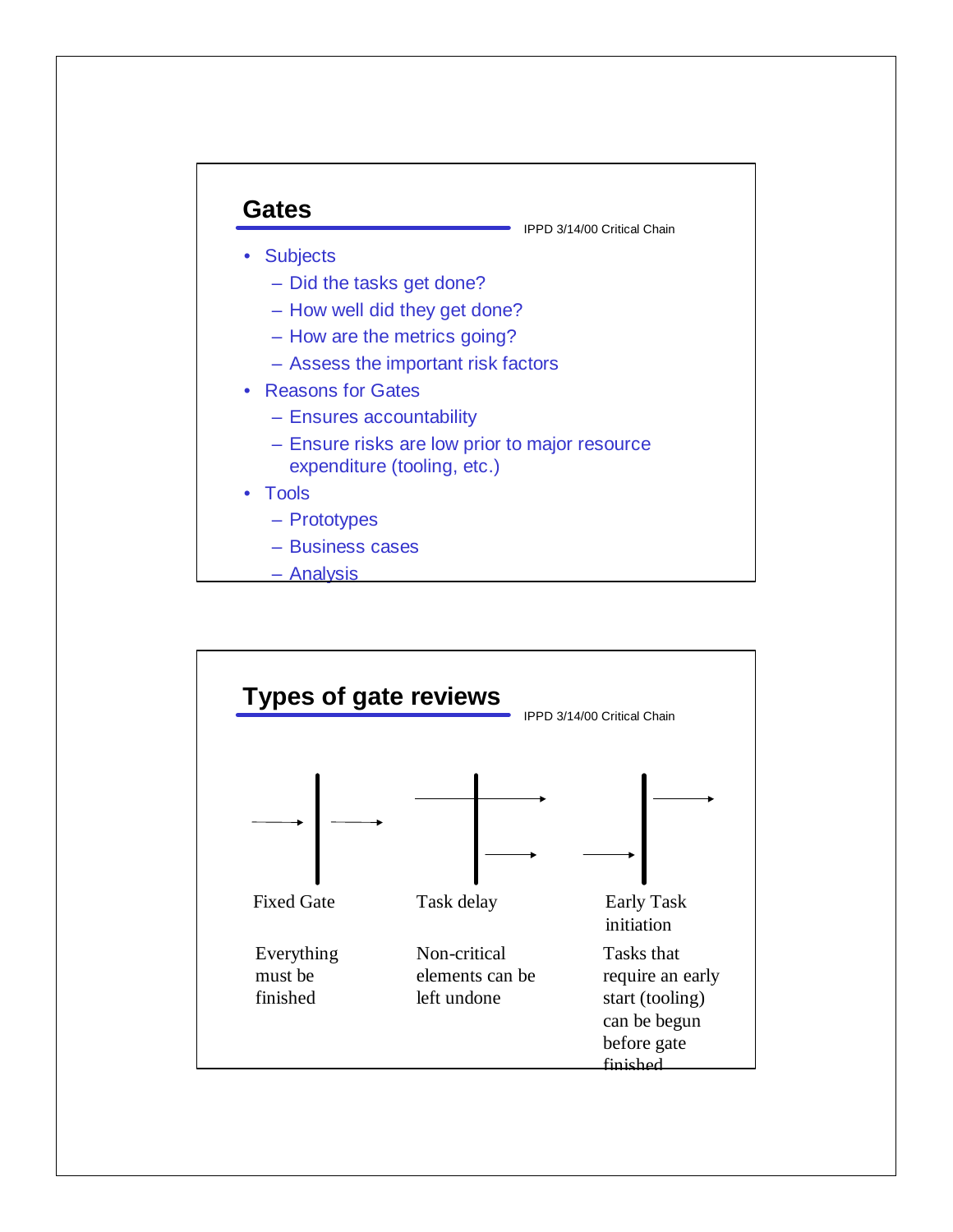## Gates

IPPD 3/14/00 Critical Chain

- Subjects
  - Did the tasks get done?
  - How well did they get done?
  - How are the metrics going?
  - Assess the important risk factors
- Reasons for Gates
  - Ensures accountability
  - Ensure risks are low prior to major resource expenditure (tooling, etc.)
- Tools
  - Prototypes
  - Business cases
  - Analysis

## Types of gate reviews

IPPD 3/14/00 Critical Chain

| Fixed Gate | Task delay | Early Task initiation |
| --- | --- | --- |
| Everything must be finished | Non-critical elements can be left undone | Tasks that require an early start (tooling) can be begun before gate finished |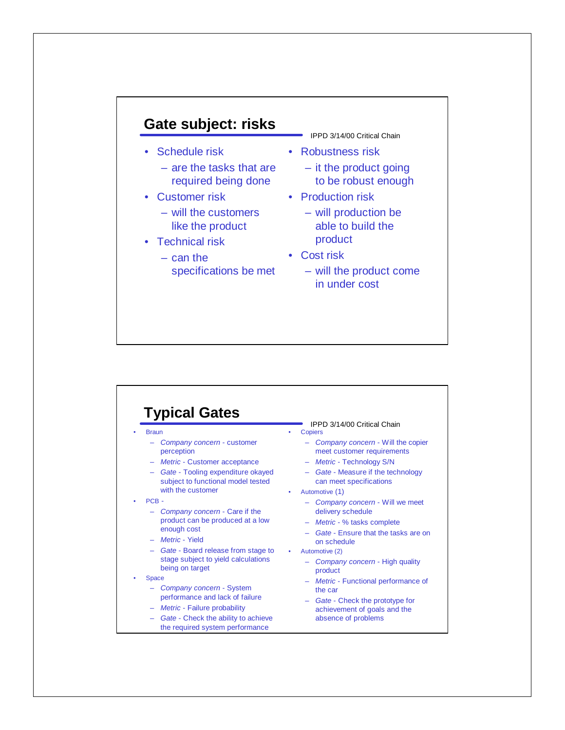## Gate subject: risks

IPPD 3/14/00 Critical Chain

- Schedule risk
  - are the tasks that are required being done
- Customer risk
  - will the customers like the product
- Technical risk
  - can the specifications be met
- Robustness risk
  - it the product going to be robust enough
- Production risk
  - will production be able to build the product
- Cost risk
  - will the product come in under cost

## Typical Gates

IPPD 3/14/00 Critical Chain

- Braun
  - *Company concern* - customer perception
  - *Metric* - Customer acceptance
  - *Gate* - Tooling expenditure okayed subject to functional model tested with the customer
- PCB -
  - *Company concern* - Care if the product can be produced at a low enough cost
  - *Metric* - Yield
  - *Gate* - Board release from stage to stage subject to yield calculations being on target
- Space
  - *Company concern* - System performance and lack of failure
  - *Metric* - Failure probability
  - *Gate* - Check the ability to achieve the required system performance
- Copiers
  - *Company concern* - Will the copier meet customer requirements
  - *Metric* - Technology S/N
  - *Gate* - Measure if the technology can meet specifications
- Automotive (1)
  - *Company concern* - Will we meet delivery schedule
  - *Metric* - % tasks complete
  - *Gate* - Ensure that the tasks are on on schedule
- Automotive (2)
  - *Company concern* - High quality product
  - *Metric* - Functional performance of the car
  - *Gate* - Check the prototype for achievement of goals and the absence of problems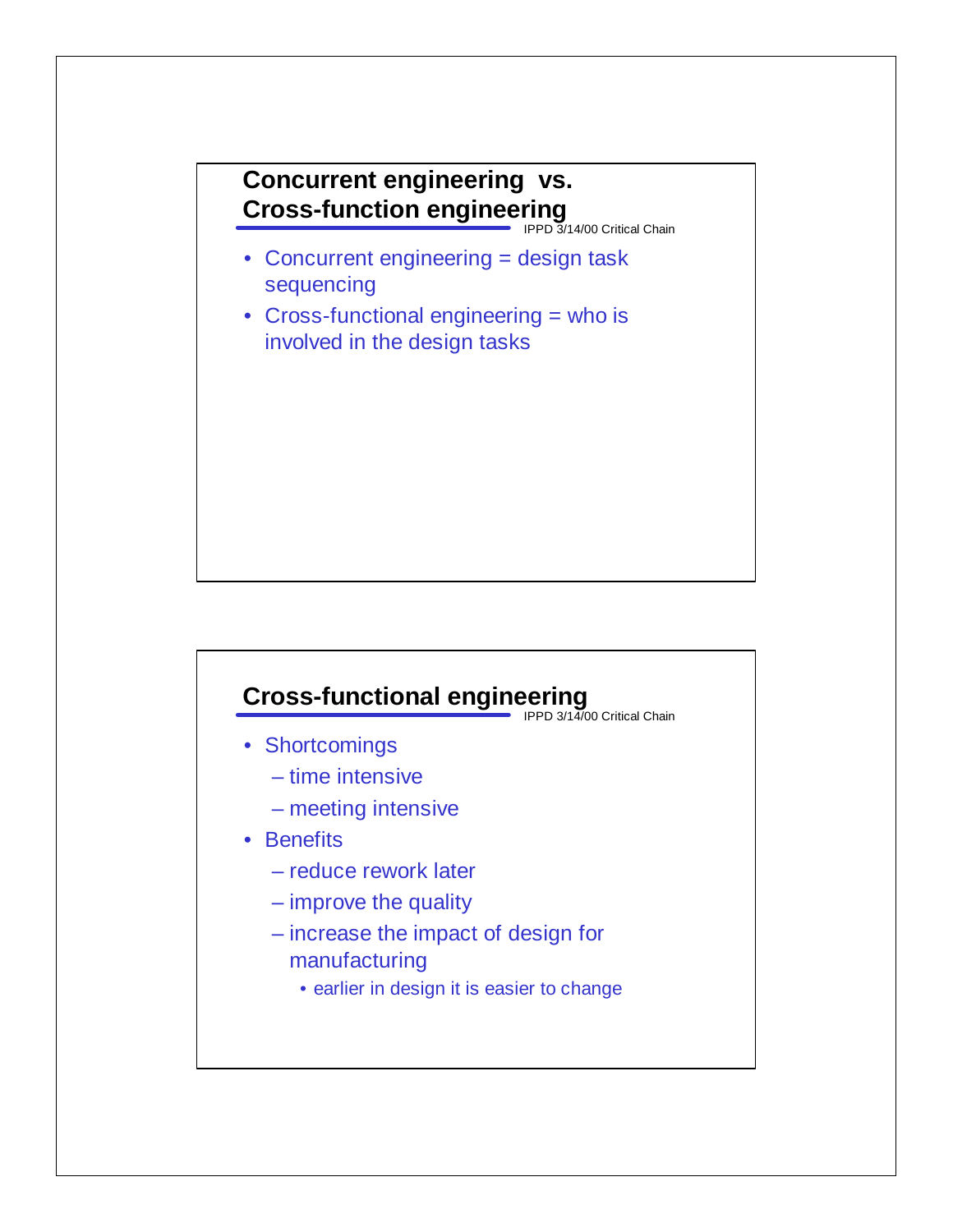## Concurrent engineering vs. Cross-function engineering

- Concurrent engineering = design task sequencing
- Cross-functional engineering = who is involved in the design tasks

## Cross-functional engineering

- Shortcomings
  - time intensive
  - meeting intensive
- Benefits
  - reduce rework later
  - improve the quality
  - increase the impact of design for manufacturing
    - earlier in design it is easier to change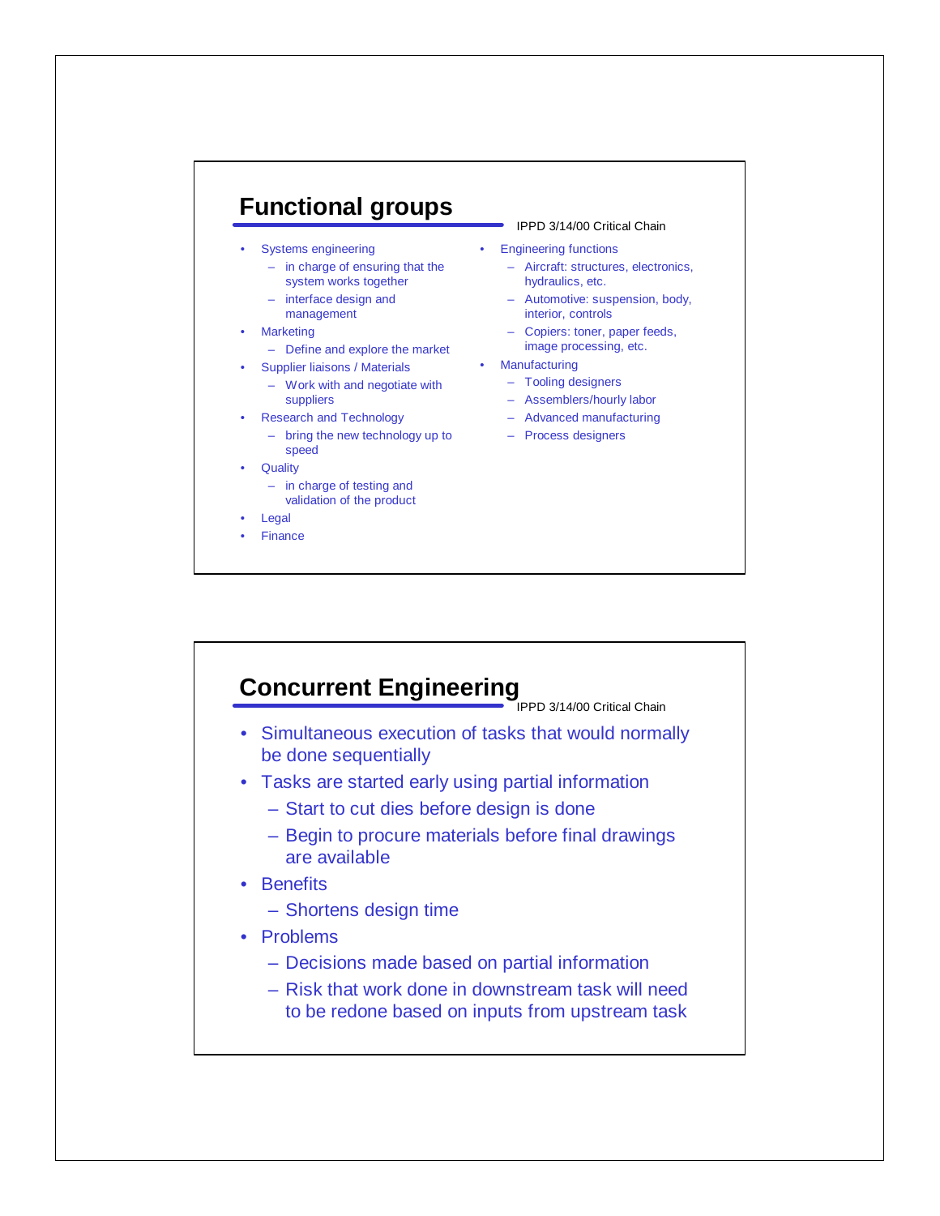## Functional groups

- Systems engineering
  - in charge of ensuring that the system works together
  - interface design and management
- Marketing
  - Define and explore the market
- Supplier liaisons / Materials
  - Work with and negotiate with suppliers
- Research and Technology
  - bring the new technology up to speed
- Quality
  - in charge of testing and validation of the product
- Legal
- Finance
- Engineering functions
  - Aircraft: structures, electronics, hydraulics, etc.
  - Automotive: suspension, body, interior, controls
  - Copiers: toner, paper feeds, image processing, etc.
- Manufacturing
  - Tooling designers
  - Assemblers/hourly labor
  - Advanced manufacturing
  - Process designers

## Concurrent Engineering

- Simultaneous execution of tasks that would normally be done sequentially
- Tasks are started early using partial information
  - Start to cut dies before design is done
  - Begin to procure materials before final drawings are available
- Benefits
  - Shortens design time
- Problems
  - Decisions made based on partial information
  - Risk that work done in downstream task will need to be redone based on inputs from upstream task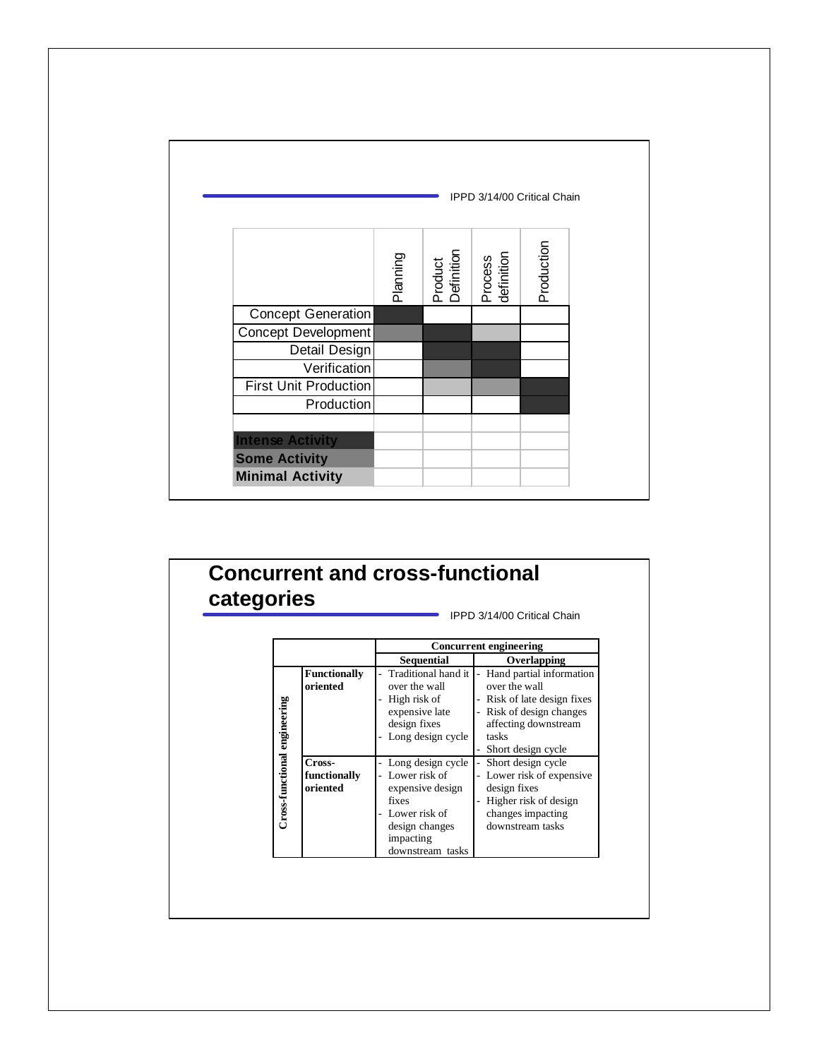| | Planning | Product Definition | Process definition | Production |
|---|---|---|---|---|
| Concept Generation | Intense Activity | | | |
| Concept Development | Some Activity | Intense Activity | Minimal Activity | |
| Detail Design | | Intense Activity | Intense Activity | |
| Verification | | Some Activity | Intense Activity | |
| First Unit Production | | Minimal Activity | Some Activity | Intense Activity |
| Production | | | | Intense Activity |

**Intense Activity**
**Some Activity**
**Minimal Activity**

# Concurrent and cross-functional categories

| Cross-functional engineering | | Concurrent engineering: Sequential | Concurrent engineering: Overlapping |
|---|---|---|---|
| | **Functionally oriented** | - Traditional hand it over the wall<br>- High risk of expensive late design fixes<br>- Long design cycle | - Hand partial information over the wall<br>- Risk of late design fixes<br>- Risk of design changes affecting downstream tasks<br>- Short design cycle |
| | **Cross-functionally oriented** | - Long design cycle<br>- Lower risk of expensive design fixes<br>- Lower risk of design changes impacting downstream tasks | - Short design cycle<br>- Lower risk of expensive design fixes<br>- Higher risk of design changes impacting downstream tasks |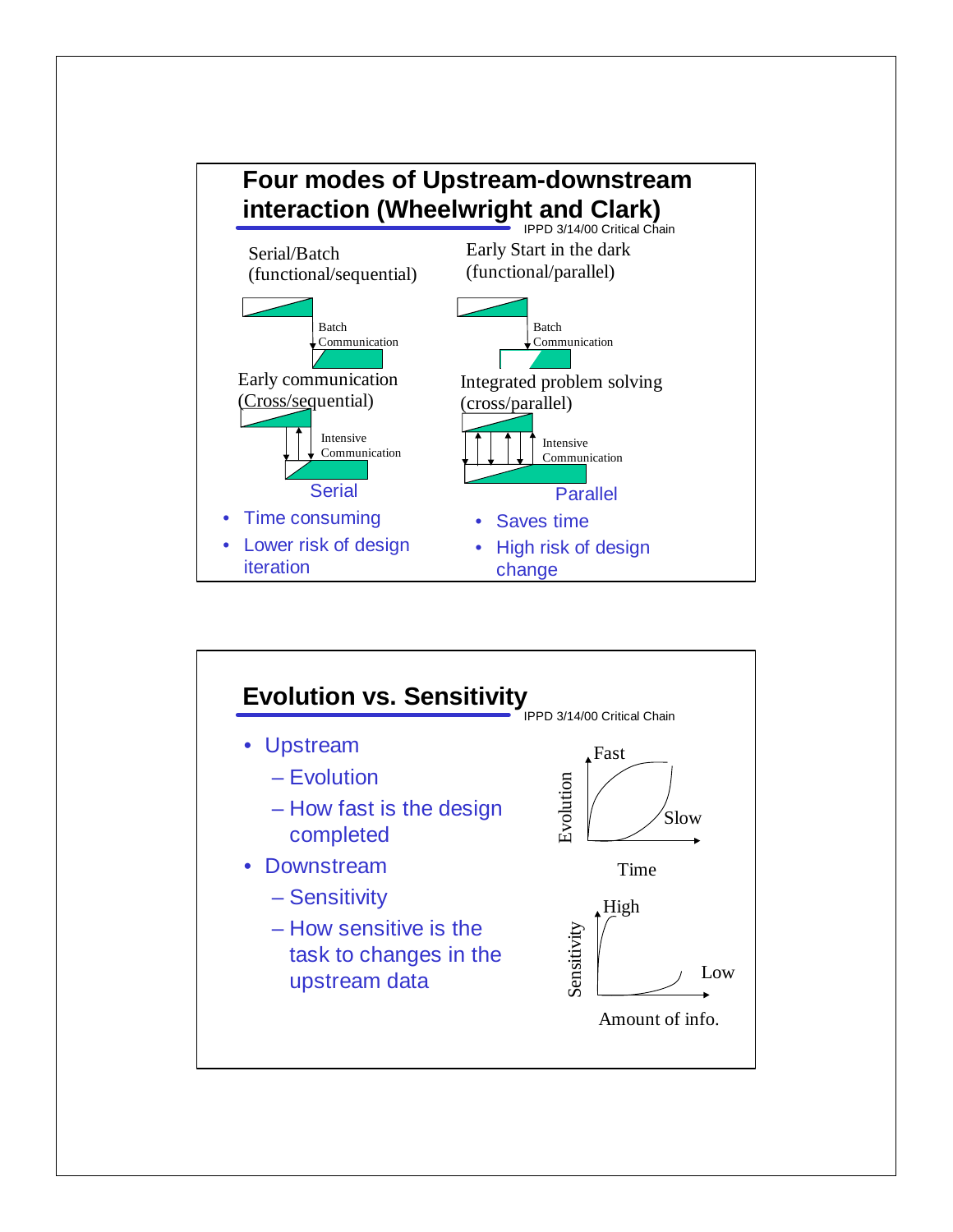## Four modes of Upstream-downstream interaction (Wheelwright and Clark)

Serial/Batch (functional/sequential)

Batch Communication

Early Start in the dark (functional/parallel)

Batch Communication

Early communication (Cross/sequential)

Intensive Communication

Integrated problem solving (cross/parallel)

Intensive Communication

Serial

- Time consuming
- Lower risk of design iteration

Parallel

- Saves time
- High risk of design change

## Evolution vs. Sensitivity

- Upstream
  - Evolution
  - How fast is the design completed
- Downstream
  - Sensitivity
  - How sensitive is the task to changes in the upstream data

Evolution: Fast, Slow — Time

Sensitivity: High, Low — Amount of info.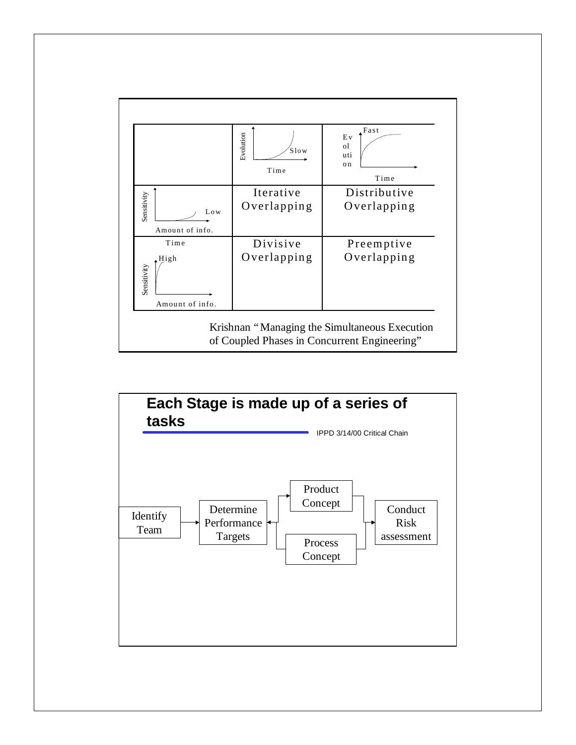| | Evolution: Slow (over Time) | Evolution: Fast (over Time) |
|---|---|---|
| Sensitivity: Low (vs. Amount of info.) | Iterative Overlapping | Distributive Overlapping |
| Sensitivity: High (vs. Amount of info.) | Divisive Overlapping | Preemptive Overlapping |

Krishnan "Managing the Simultaneous Execution of Coupled Phases in Concurrent Engineering"

## Each Stage is made up of a series of tasks

IPPD 3/14/00 Critical Chain

Identify Team → Determine Performance Targets → Product Concept / Process Concept → Conduct Risk assessment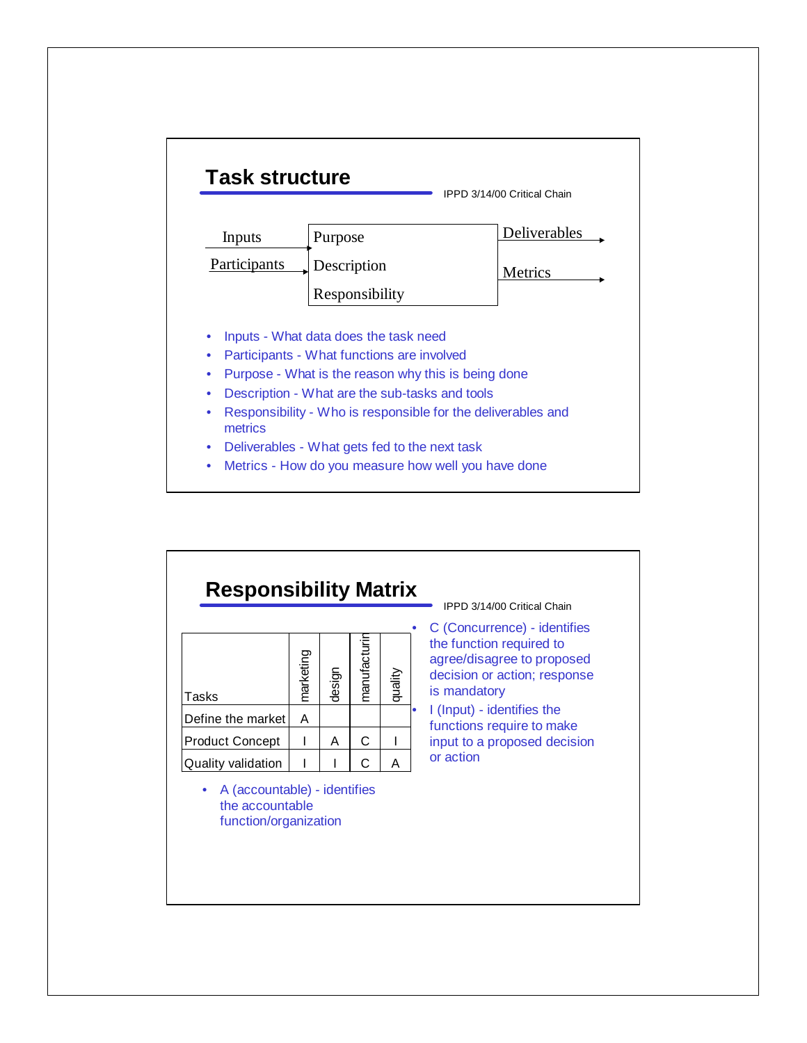## Task structure

IPPD 3/14/00 Critical Chain

| Inputs / Participants | Task | Outputs |
|---|---|---|
| Inputs → | Purpose | Deliverables → |
| Participants → | Description | Metrics → |
| | Responsibility | |

- Inputs - What data does the task need
- Participants - What functions are involved
- Purpose - What is the reason why this is being done
- Description - What are the sub-tasks and tools
- Responsibility - Who is responsible for the deliverables and metrics
- Deliverables - What gets fed to the next task
- Metrics - How do you measure how well you have done

## Responsibility Matrix

IPPD 3/14/00 Critical Chain

| Tasks | marketing | design | manufacturin | quality |
|---|---|---|---|---|
| Define the market | A | | | |
| Product Concept | I | A | C | I |
| Quality validation | I | I | C | A |

- A (accountable) - identifies the accountable function/organization
- C (Concurrence) - identifies the function required to agree/disagree to proposed decision or action; response is mandatory
- I (Input) - identifies the functions require to make input to a proposed decision or action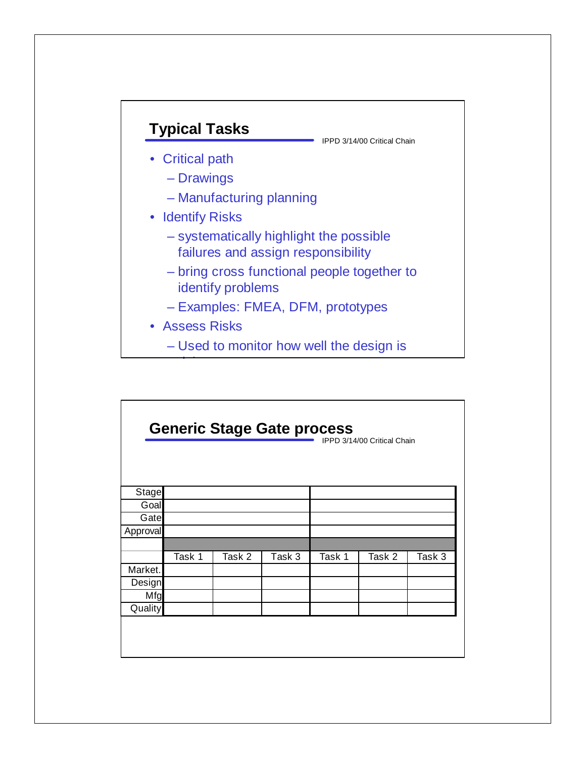## Typical Tasks

- Critical path
  - Drawings
  - Manufacturing planning
- Identify Risks
  - systematically highlight the possible failures and assign responsibility
  - bring cross functional people together to identify problems
  - Examples: FMEA, DFM, prototypes
- Assess Risks
  - Used to monitor how well the design is

## Generic Stage Gate process

| | | | | | | |
|---|---|---|---|---|---|---|
| Stage | | | | | | |
| Goal | | | | | | |
| Gate | | | | | | |
| Approval | | | | | | |
| | | | | | | |
| | Task 1 | Task 2 | Task 3 | Task 1 | Task 2 | Task 3 |
| Market. | | | | | | |
| Design | | | | | | |
| Mfg | | | | | | |
| Quality | | | | | | |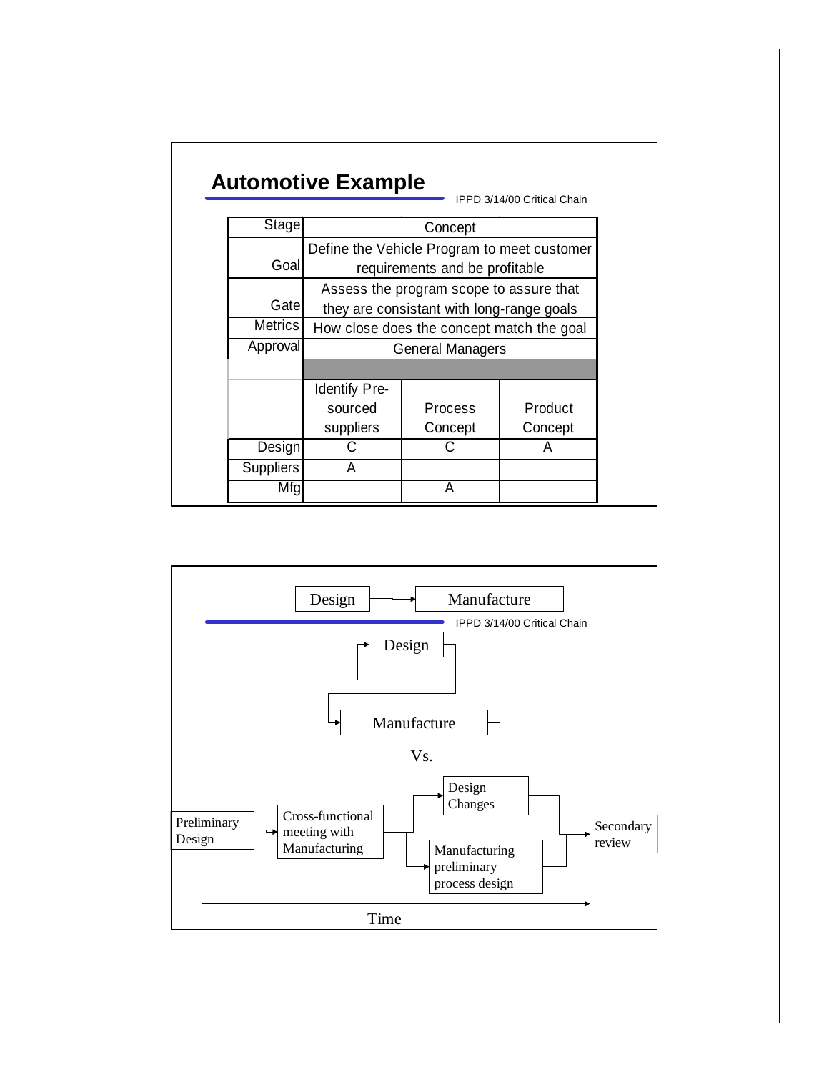## Automotive Example

IPPD 3/14/00 Critical Chain

| Stage | Concept | | |
|---|---|---|---|
| Goal | Define the Vehicle Program to meet customer requirements and be profitable | | |
| Gate | Assess the program scope to assure that they are consistant with long-range goals | | |
| Metrics | How close does the concept match the goal | | |
| Approval | General Managers | | |
| | | | |
| | Identify Pre-sourced suppliers | Process Concept | Product Concept |
| Design | C | C | A |
| Suppliers | A | | |
| Mfg | | A | |

Design → Manufacture

IPPD 3/14/00 Critical Chain

Design ⇄ Manufacture

Vs.

Preliminary Design → Cross-functional meeting with Manufacturing → Design Changes / Manufacturing preliminary process design → Secondary review

Time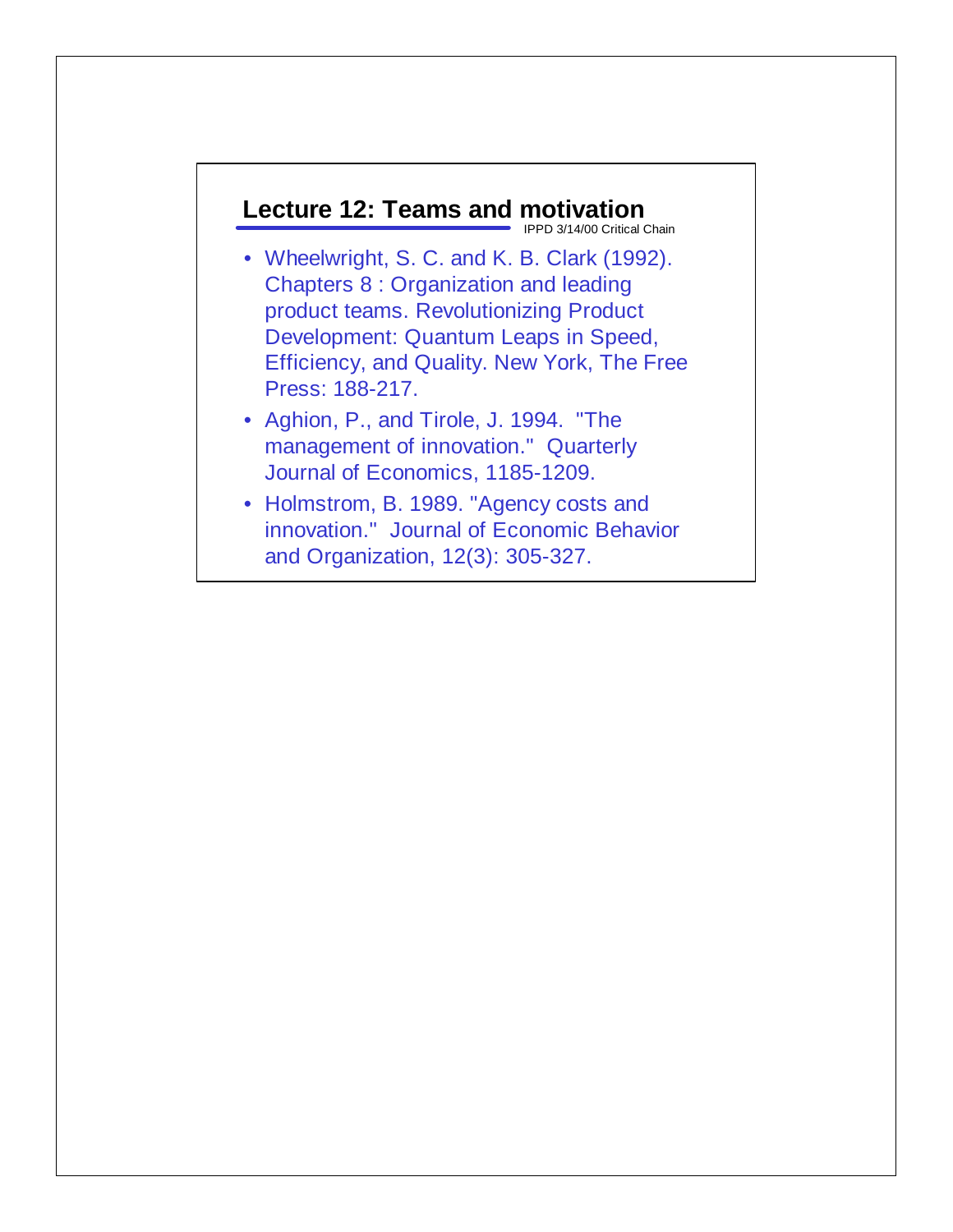## Lecture 12: Teams and motivation

IPPD 3/14/00 Critical Chain

- Wheelwright, S. C. and K. B. Clark (1992). Chapters 8 : Organization and leading product teams. Revolutionizing Product Development: Quantum Leaps in Speed, Efficiency, and Quality. New York, The Free Press: 188-217.
- Aghion, P., and Tirole, J. 1994. "The management of innovation." Quarterly Journal of Economics, 1185-1209.
- Holmstrom, B. 1989. "Agency costs and innovation." Journal of Economic Behavior and Organization, 12(3): 305-327.